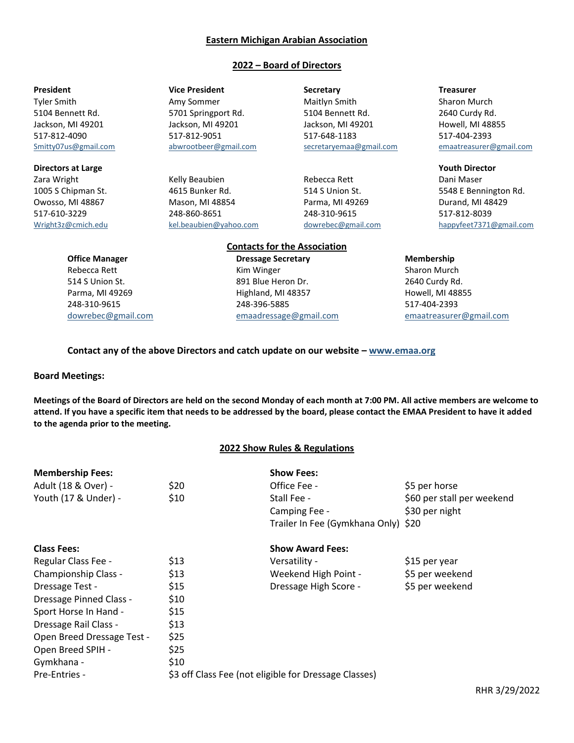# Eastern Michigan Arabian Association

## 2022 – Board of Directors

**President**
Tyler Smith
5104 Bennett Rd.
Jackson, MI 49201
517-812-4090
Smitty07us@gmail.com

**Vice President**
Amy Sommer
5701 Springport Rd.
Jackson, MI 49201
517-812-9051
abwrootbeer@gmail.com

**Secretary**
Maitlyn Smith
5104 Bennett Rd.
Jackson, MI 49201
517-648-1183
secretaryemaa@gmail.com

**Treasurer**
Sharon Murch
2640 Curdy Rd.
Howell, MI 48855
517-404-2393
emaatreasurer@gmail.com

**Directors at Large**

Zara Wright
1005 S Chipman St.
Owosso, MI 48867
517-610-3229
Wright3z@cmich.edu

Kelly Beaubien
4615 Bunker Rd.
Mason, MI 48854
248-860-8651
kel.beaubien@yahoo.com

Rebecca Rett
514 S Union St.
Parma, MI 49269
248-310-9615
dowrebec@gmail.com

**Youth Director**
Dani Maser
5548 E Bennington Rd.
Durand, MI 48429
517-812-8039
happyfeet7371@gmail.com

## Contacts for the Association

**Office Manager**
Rebecca Rett
514 S Union St.
Parma, MI 49269
248-310-9615
dowrebec@gmail.com

**Dressage Secretary**
Kim Winger
891 Blue Heron Dr.
Highland, MI 48357
248-396-5885
emaadressage@gmail.com

**Membership**
Sharon Murch
2640 Curdy Rd.
Howell, MI 48855
517-404-2393
emaatreasurer@gmail.com

**Contact any of the above Directors and catch update on our website – www.emaa.org**

**Board Meetings:**

**Meetings of the Board of Directors are held on the second Monday of each month at 7:00 PM. All active members are welcome to attend. If you have a specific item that needs to be addressed by the board, please contact the EMAA President to have it added to the agenda prior to the meeting.**

## 2022 Show Rules & Regulations

**Membership Fees:**

| | |
|---|---|
| Adult (18 & Over) - | $20 |
| Youth (17 & Under) - | $10 |

**Show Fees:**

| | |
|---|---|
| Office Fee - | $5 per horse |
| Stall Fee - | $60 per stall per weekend |
| Camping Fee - | $30 per night |
| Trailer In Fee (Gymkhana Only) | $20 |

**Class Fees:**

| | |
|---|---|
| Regular Class Fee - | $13 |
| Championship Class - | $13 |
| Dressage Test - | $15 |
| Dressage Pinned Class - | $10 |
| Sport Horse In Hand - | $15 |
| Dressage Rail Class - | $13 |
| Open Breed Dressage Test - | $25 |
| Open Breed SPIH - | $25 |
| Gymkhana - | $10 |
| Pre-Entries - | $3 off Class Fee (not eligible for Dressage Classes) |

**Show Award Fees:**

| | |
|---|---|
| Versatility - | $15 per year |
| Weekend High Point - | $5 per weekend |
| Dressage High Score - | $5 per weekend |

RHR 3/29/2022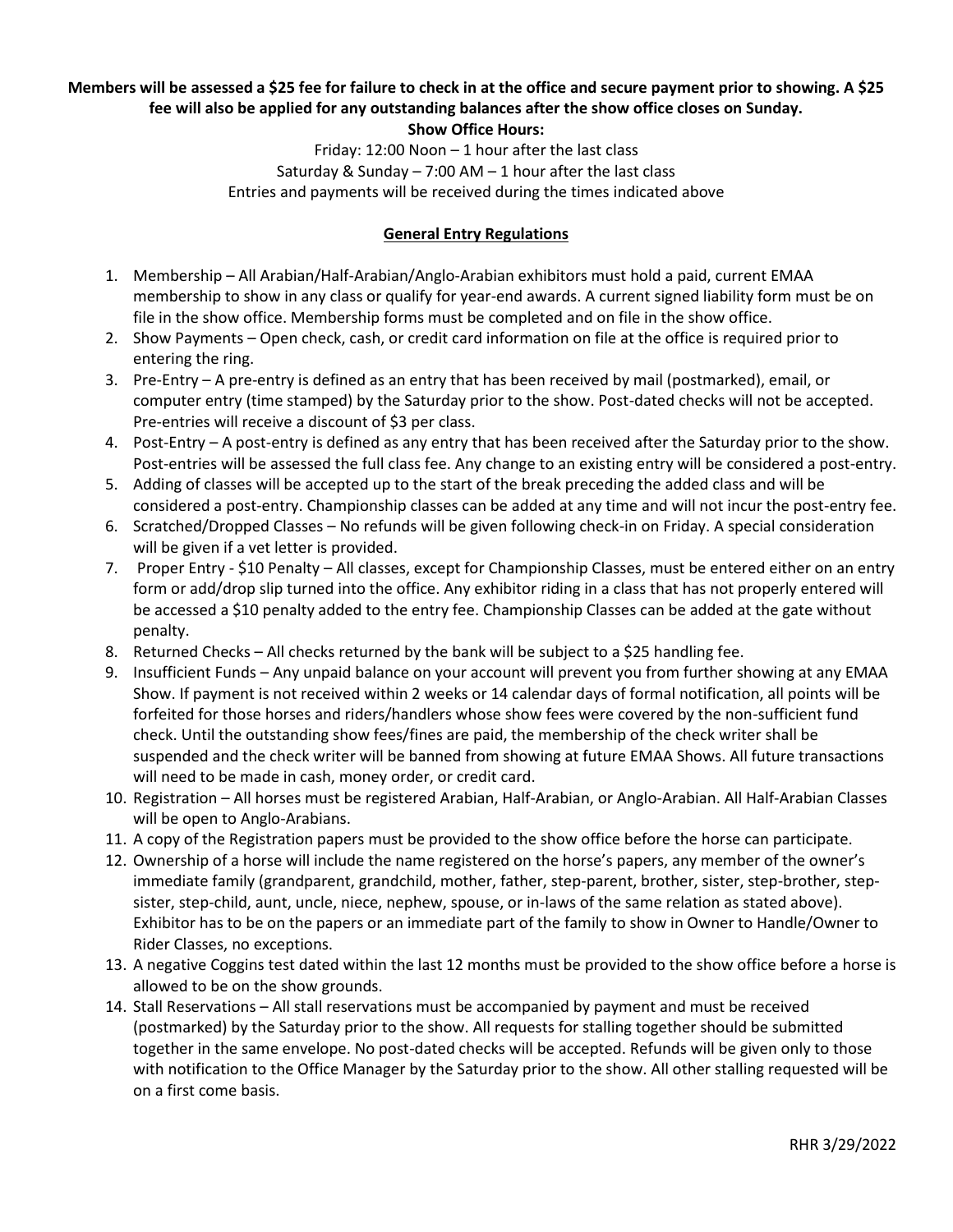**Members will be assessed a $25 fee for failure to check in at the office and secure payment prior to showing. A $25 fee will also be applied for any outstanding balances after the show office closes on Sunday.**

**Show Office Hours:**

Friday: 12:00 Noon – 1 hour after the last class
Saturday & Sunday – 7:00 AM – 1 hour after the last class
Entries and payments will be received during the times indicated above

## General Entry Regulations

1. Membership – All Arabian/Half-Arabian/Anglo-Arabian exhibitors must hold a paid, current EMAA membership to show in any class or qualify for year-end awards. A current signed liability form must be on file in the show office. Membership forms must be completed and on file in the show office.
2. Show Payments – Open check, cash, or credit card information on file at the office is required prior to entering the ring.
3. Pre-Entry – A pre-entry is defined as an entry that has been received by mail (postmarked), email, or computer entry (time stamped) by the Saturday prior to the show. Post-dated checks will not be accepted. Pre-entries will receive a discount of $3 per class.
4. Post-Entry – A post-entry is defined as any entry that has been received after the Saturday prior to the show. Post-entries will be assessed the full class fee. Any change to an existing entry will be considered a post-entry.
5. Adding of classes will be accepted up to the start of the break preceding the added class and will be considered a post-entry. Championship classes can be added at any time and will not incur the post-entry fee.
6. Scratched/Dropped Classes – No refunds will be given following check-in on Friday. A special consideration will be given if a vet letter is provided.
7. Proper Entry - $10 Penalty – All classes, except for Championship Classes, must be entered either on an entry form or add/drop slip turned into the office. Any exhibitor riding in a class that has not properly entered will be accessed a $10 penalty added to the entry fee. Championship Classes can be added at the gate without penalty.
8. Returned Checks – All checks returned by the bank will be subject to a $25 handling fee.
9. Insufficient Funds – Any unpaid balance on your account will prevent you from further showing at any EMAA Show. If payment is not received within 2 weeks or 14 calendar days of formal notification, all points will be forfeited for those horses and riders/handlers whose show fees were covered by the non-sufficient fund check. Until the outstanding show fees/fines are paid, the membership of the check writer shall be suspended and the check writer will be banned from showing at future EMAA Shows. All future transactions will need to be made in cash, money order, or credit card.
10. Registration – All horses must be registered Arabian, Half-Arabian, or Anglo-Arabian. All Half-Arabian Classes will be open to Anglo-Arabians.
11. A copy of the Registration papers must be provided to the show office before the horse can participate.
12. Ownership of a horse will include the name registered on the horse's papers, any member of the owner's immediate family (grandparent, grandchild, mother, father, step-parent, brother, sister, step-brother, step-sister, step-child, aunt, uncle, niece, nephew, spouse, or in-laws of the same relation as stated above). Exhibitor has to be on the papers or an immediate part of the family to show in Owner to Handle/Owner to Rider Classes, no exceptions.
13. A negative Coggins test dated within the last 12 months must be provided to the show office before a horse is allowed to be on the show grounds.
14. Stall Reservations – All stall reservations must be accompanied by payment and must be received (postmarked) by the Saturday prior to the show. All requests for stalling together should be submitted together in the same envelope. No post-dated checks will be accepted. Refunds will be given only to those with notification to the Office Manager by the Saturday prior to the show. All other stalling requested will be on a first come basis.

RHR 3/29/2022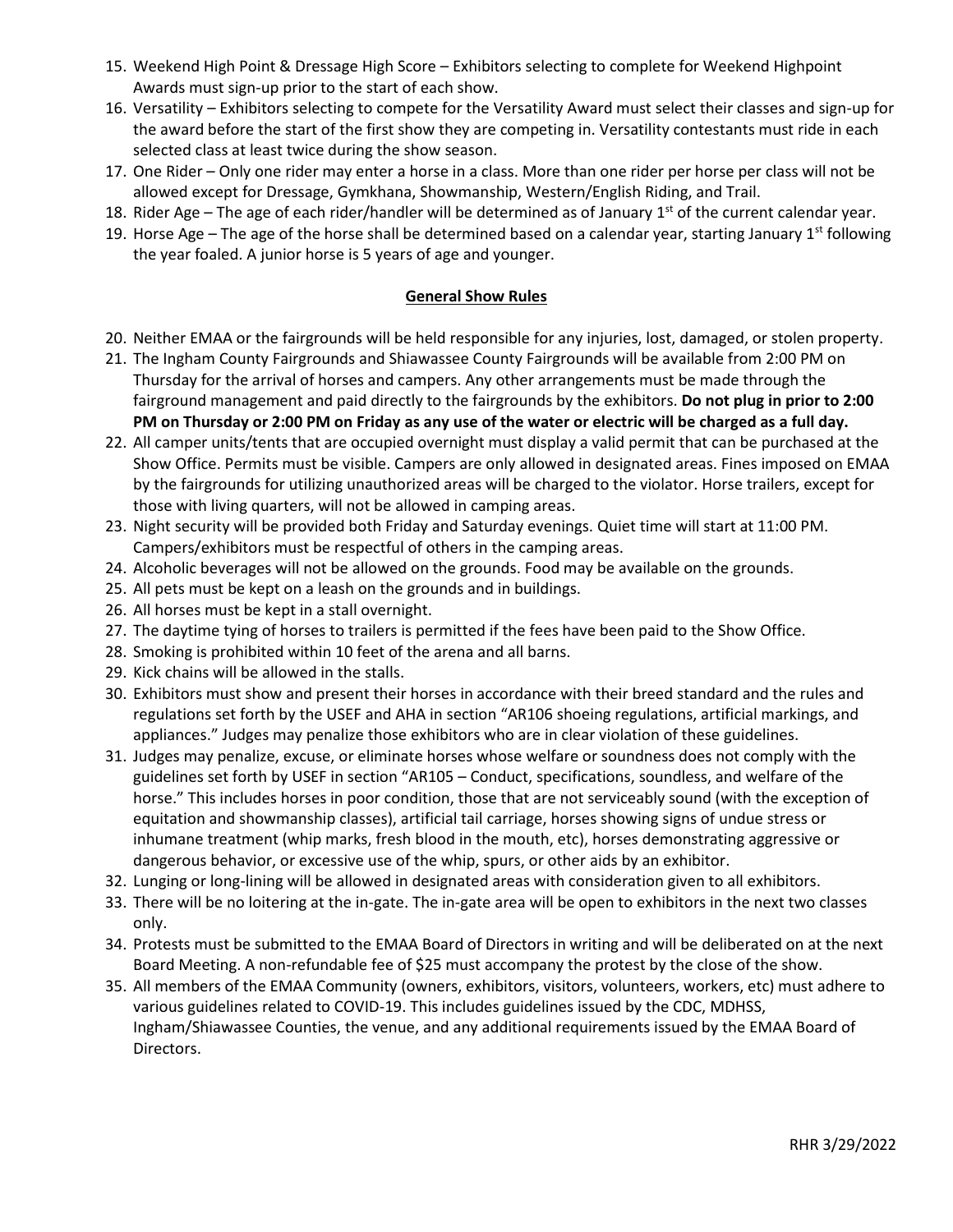15. Weekend High Point & Dressage High Score – Exhibitors selecting to complete for Weekend Highpoint Awards must sign-up prior to the start of each show.
16. Versatility – Exhibitors selecting to compete for the Versatility Award must select their classes and sign-up for the award before the start of the first show they are competing in. Versatility contestants must ride in each selected class at least twice during the show season.
17. One Rider – Only one rider may enter a horse in a class. More than one rider per horse per class will not be allowed except for Dressage, Gymkhana, Showmanship, Western/English Riding, and Trail.
18. Rider Age – The age of each rider/handler will be determined as of January 1st of the current calendar year.
19. Horse Age – The age of the horse shall be determined based on a calendar year, starting January 1st following the year foaled. A junior horse is 5 years of age and younger.

## General Show Rules

20. Neither EMAA or the fairgrounds will be held responsible for any injuries, lost, damaged, or stolen property.
21. The Ingham County Fairgrounds and Shiawassee County Fairgrounds will be available from 2:00 PM on Thursday for the arrival of horses and campers. Any other arrangements must be made through the fairground management and paid directly to the fairgrounds by the exhibitors. **Do not plug in prior to 2:00 PM on Thursday or 2:00 PM on Friday as any use of the water or electric will be charged as a full day.**
22. All camper units/tents that are occupied overnight must display a valid permit that can be purchased at the Show Office. Permits must be visible. Campers are only allowed in designated areas. Fines imposed on EMAA by the fairgrounds for utilizing unauthorized areas will be charged to the violator. Horse trailers, except for those with living quarters, will not be allowed in camping areas.
23. Night security will be provided both Friday and Saturday evenings. Quiet time will start at 11:00 PM. Campers/exhibitors must be respectful of others in the camping areas.
24. Alcoholic beverages will not be allowed on the grounds. Food may be available on the grounds.
25. All pets must be kept on a leash on the grounds and in buildings.
26. All horses must be kept in a stall overnight.
27. The daytime tying of horses to trailers is permitted if the fees have been paid to the Show Office.
28. Smoking is prohibited within 10 feet of the arena and all barns.
29. Kick chains will be allowed in the stalls.
30. Exhibitors must show and present their horses in accordance with their breed standard and the rules and regulations set forth by the USEF and AHA in section "AR106 shoeing regulations, artificial markings, and appliances." Judges may penalize those exhibitors who are in clear violation of these guidelines.
31. Judges may penalize, excuse, or eliminate horses whose welfare or soundness does not comply with the guidelines set forth by USEF in section "AR105 – Conduct, specifications, soundless, and welfare of the horse." This includes horses in poor condition, those that are not serviceably sound (with the exception of equitation and showmanship classes), artificial tail carriage, horses showing signs of undue stress or inhumane treatment (whip marks, fresh blood in the mouth, etc), horses demonstrating aggressive or dangerous behavior, or excessive use of the whip, spurs, or other aids by an exhibitor.
32. Lunging or long-lining will be allowed in designated areas with consideration given to all exhibitors.
33. There will be no loitering at the in-gate. The in-gate area will be open to exhibitors in the next two classes only.
34. Protests must be submitted to the EMAA Board of Directors in writing and will be deliberated on at the next Board Meeting. A non-refundable fee of $25 must accompany the protest by the close of the show.
35. All members of the EMAA Community (owners, exhibitors, visitors, volunteers, workers, etc) must adhere to various guidelines related to COVID-19. This includes guidelines issued by the CDC, MDHSS, Ingham/Shiawassee Counties, the venue, and any additional requirements issued by the EMAA Board of Directors.

RHR 3/29/2022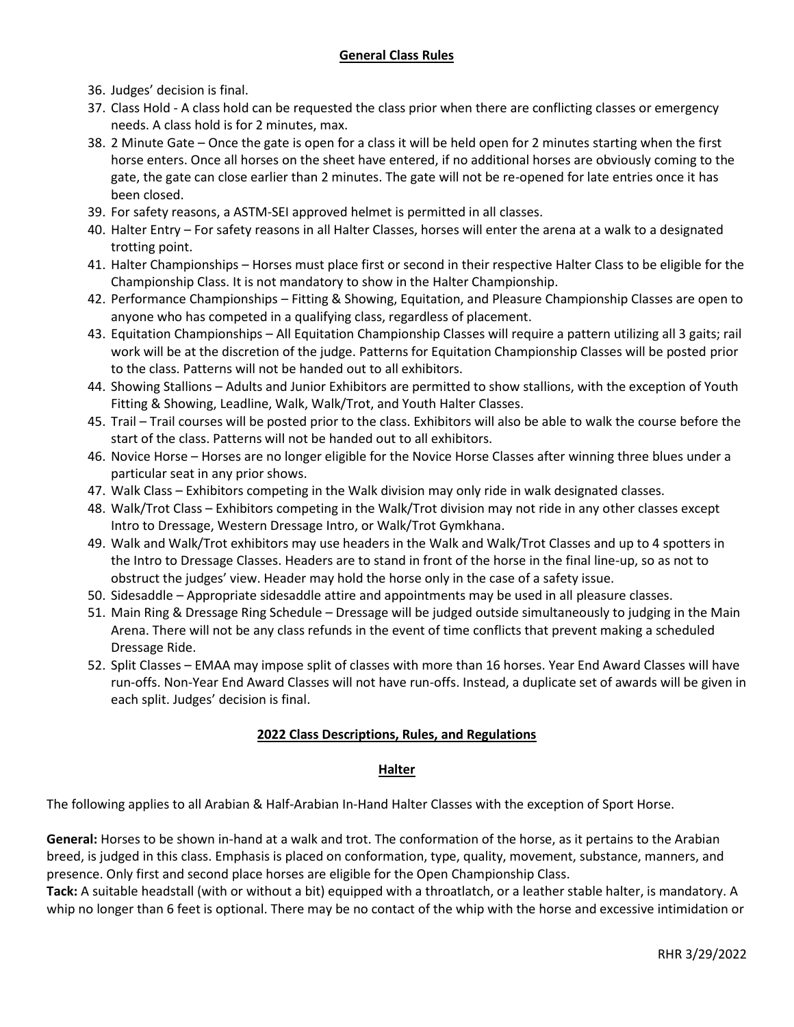## General Class Rules

36. Judges' decision is final.
37. Class Hold - A class hold can be requested the class prior when there are conflicting classes or emergency needs. A class hold is for 2 minutes, max.
38. 2 Minute Gate – Once the gate is open for a class it will be held open for 2 minutes starting when the first horse enters. Once all horses on the sheet have entered, if no additional horses are obviously coming to the gate, the gate can close earlier than 2 minutes. The gate will not be re-opened for late entries once it has been closed.
39. For safety reasons, a ASTM-SEI approved helmet is permitted in all classes.
40. Halter Entry – For safety reasons in all Halter Classes, horses will enter the arena at a walk to a designated trotting point.
41. Halter Championships – Horses must place first or second in their respective Halter Class to be eligible for the Championship Class. It is not mandatory to show in the Halter Championship.
42. Performance Championships – Fitting & Showing, Equitation, and Pleasure Championship Classes are open to anyone who has competed in a qualifying class, regardless of placement.
43. Equitation Championships – All Equitation Championship Classes will require a pattern utilizing all 3 gaits; rail work will be at the discretion of the judge. Patterns for Equitation Championship Classes will be posted prior to the class. Patterns will not be handed out to all exhibitors.
44. Showing Stallions – Adults and Junior Exhibitors are permitted to show stallions, with the exception of Youth Fitting & Showing, Leadline, Walk, Walk/Trot, and Youth Halter Classes.
45. Trail – Trail courses will be posted prior to the class. Exhibitors will also be able to walk the course before the start of the class. Patterns will not be handed out to all exhibitors.
46. Novice Horse – Horses are no longer eligible for the Novice Horse Classes after winning three blues under a particular seat in any prior shows.
47. Walk Class – Exhibitors competing in the Walk division may only ride in walk designated classes.
48. Walk/Trot Class – Exhibitors competing in the Walk/Trot division may not ride in any other classes except Intro to Dressage, Western Dressage Intro, or Walk/Trot Gymkhana.
49. Walk and Walk/Trot exhibitors may use headers in the Walk and Walk/Trot Classes and up to 4 spotters in the Intro to Dressage Classes. Headers are to stand in front of the horse in the final line-up, so as not to obstruct the judges' view. Header may hold the horse only in the case of a safety issue.
50. Sidesaddle – Appropriate sidesaddle attire and appointments may be used in all pleasure classes.
51. Main Ring & Dressage Ring Schedule – Dressage will be judged outside simultaneously to judging in the Main Arena. There will not be any class refunds in the event of time conflicts that prevent making a scheduled Dressage Ride.
52. Split Classes – EMAA may impose split of classes with more than 16 horses. Year End Award Classes will have run-offs. Non-Year End Award Classes will not have run-offs. Instead, a duplicate set of awards will be given in each split. Judges' decision is final.

## 2022 Class Descriptions, Rules, and Regulations

### Halter

The following applies to all Arabian & Half-Arabian In-Hand Halter Classes with the exception of Sport Horse.

**General:** Horses to be shown in-hand at a walk and trot. The conformation of the horse, as it pertains to the Arabian breed, is judged in this class. Emphasis is placed on conformation, type, quality, movement, substance, manners, and presence. Only first and second place horses are eligible for the Open Championship Class.

**Tack:** A suitable headstall (with or without a bit) equipped with a throatlatch, or a leather stable halter, is mandatory. A whip no longer than 6 feet is optional. There may be no contact of the whip with the horse and excessive intimidation or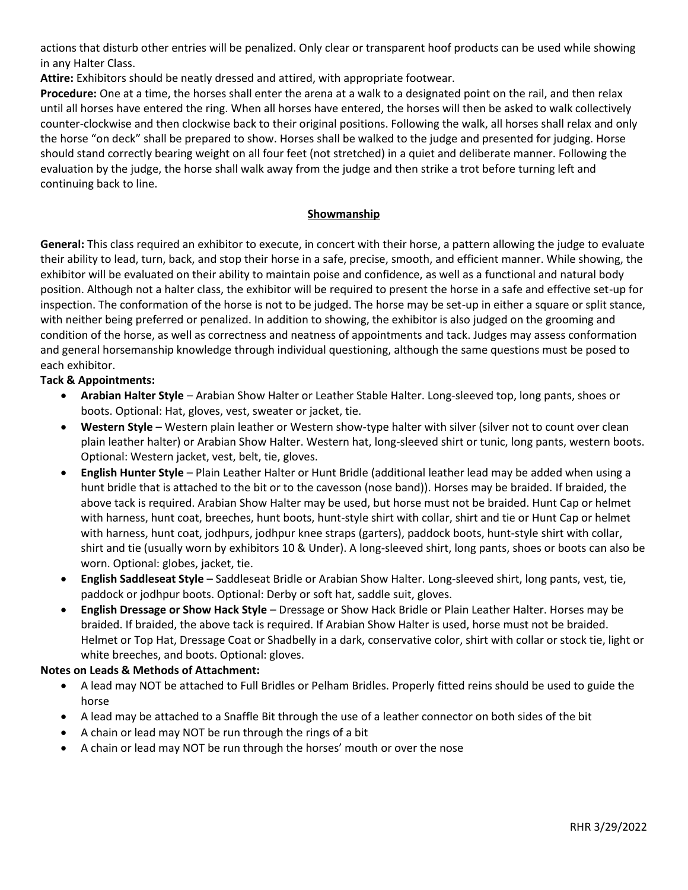actions that disturb other entries will be penalized. Only clear or transparent hoof products can be used while showing in any Halter Class.

**Attire:** Exhibitors should be neatly dressed and attired, with appropriate footwear.

**Procedure:** One at a time, the horses shall enter the arena at a walk to a designated point on the rail, and then relax until all horses have entered the ring. When all horses have entered, the horses will then be asked to walk collectively counter-clockwise and then clockwise back to their original positions. Following the walk, all horses shall relax and only the horse "on deck" shall be prepared to show. Horses shall be walked to the judge and presented for judging. Horse should stand correctly bearing weight on all four feet (not stretched) in a quiet and deliberate manner. Following the evaluation by the judge, the horse shall walk away from the judge and then strike a trot before turning left and continuing back to line.

## Showmanship

**General:** This class required an exhibitor to execute, in concert with their horse, a pattern allowing the judge to evaluate their ability to lead, turn, back, and stop their horse in a safe, precise, smooth, and efficient manner. While showing, the exhibitor will be evaluated on their ability to maintain poise and confidence, as well as a functional and natural body position. Although not a halter class, the exhibitor will be required to present the horse in a safe and effective set-up for inspection. The conformation of the horse is not to be judged. The horse may be set-up in either a square or split stance, with neither being preferred or penalized. In addition to showing, the exhibitor is also judged on the grooming and condition of the horse, as well as correctness and neatness of appointments and tack. Judges may assess conformation and general horsemanship knowledge through individual questioning, although the same questions must be posed to each exhibitor.

**Tack & Appointments:**

- **Arabian Halter Style** – Arabian Show Halter or Leather Stable Halter. Long-sleeved top, long pants, shoes or boots. Optional: Hat, gloves, vest, sweater or jacket, tie.
- **Western Style** – Western plain leather or Western show-type halter with silver (silver not to count over clean plain leather halter) or Arabian Show Halter. Western hat, long-sleeved shirt or tunic, long pants, western boots. Optional: Western jacket, vest, belt, tie, gloves.
- **English Hunter Style** – Plain Leather Halter or Hunt Bridle (additional leather lead may be added when using a hunt bridle that is attached to the bit or to the cavesson (nose band)). Horses may be braided. If braided, the above tack is required. Arabian Show Halter may be used, but horse must not be braided. Hunt Cap or helmet with harness, hunt coat, breeches, hunt boots, hunt-style shirt with collar, shirt and tie or Hunt Cap or helmet with harness, hunt coat, jodhpurs, jodhpur knee straps (garters), paddock boots, hunt-style shirt with collar, shirt and tie (usually worn by exhibitors 10 & Under). A long-sleeved shirt, long pants, shoes or boots can also be worn. Optional: globes, jacket, tie.
- **English Saddleseat Style** – Saddleseat Bridle or Arabian Show Halter. Long-sleeved shirt, long pants, vest, tie, paddock or jodhpur boots. Optional: Derby or soft hat, saddle suit, gloves.
- **English Dressage or Show Hack Style** – Dressage or Show Hack Bridle or Plain Leather Halter. Horses may be braided. If braided, the above tack is required. If Arabian Show Halter is used, horse must not be braided. Helmet or Top Hat, Dressage Coat or Shadbelly in a dark, conservative color, shirt with collar or stock tie, light or white breeches, and boots. Optional: gloves.

**Notes on Leads & Methods of Attachment:**

- A lead may NOT be attached to Full Bridles or Pelham Bridles. Properly fitted reins should be used to guide the horse
- A lead may be attached to a Snaffle Bit through the use of a leather connector on both sides of the bit
- A chain or lead may NOT be run through the rings of a bit
- A chain or lead may NOT be run through the horses' mouth or over the nose

RHR 3/29/2022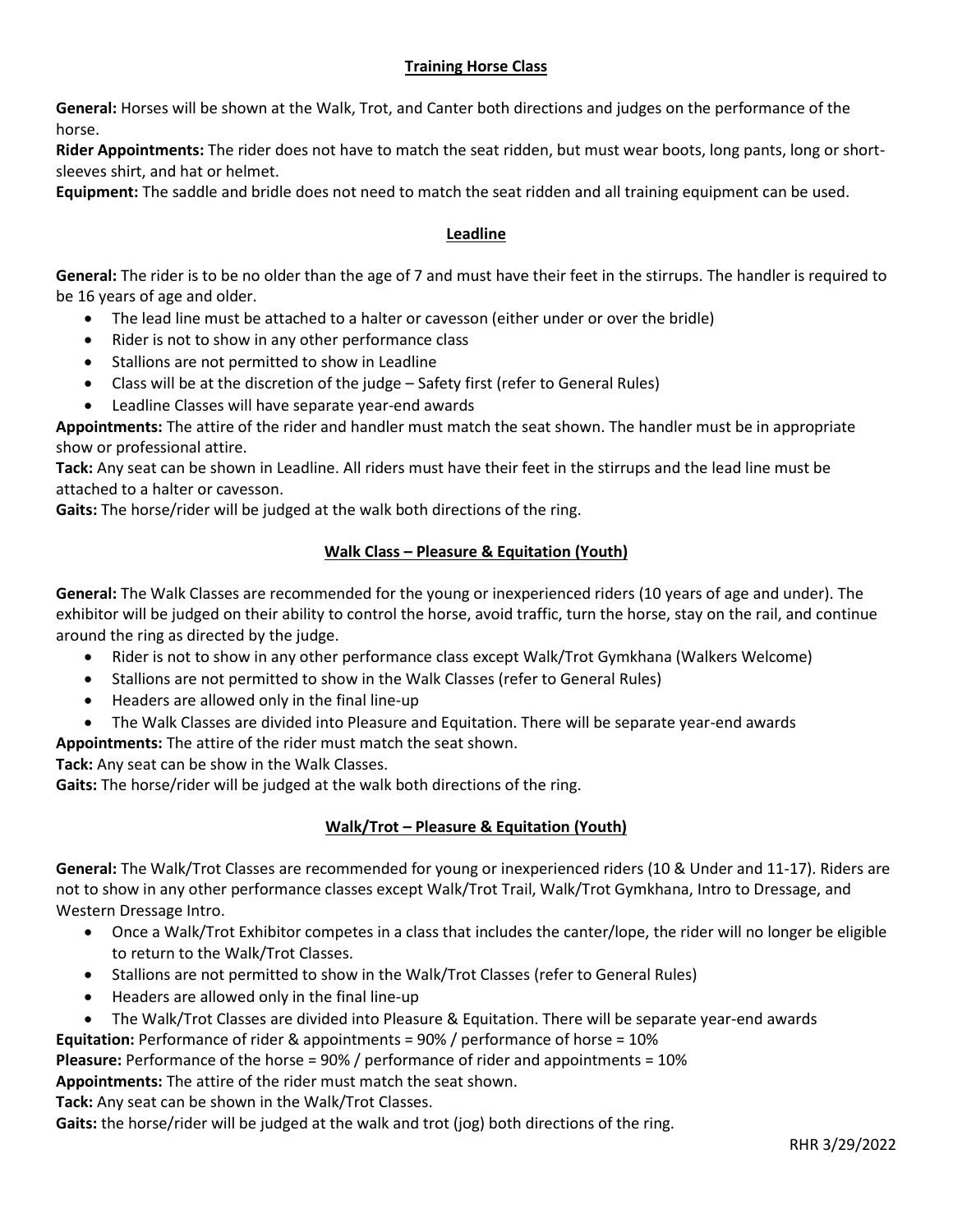## Training Horse Class

**General:** Horses will be shown at the Walk, Trot, and Canter both directions and judges on the performance of the horse.

**Rider Appointments:** The rider does not have to match the seat ridden, but must wear boots, long pants, long or short-sleeves shirt, and hat or helmet.

**Equipment:** The saddle and bridle does not need to match the seat ridden and all training equipment can be used.

## Leadline

**General:** The rider is to be no older than the age of 7 and must have their feet in the stirrups. The handler is required to be 16 years of age and older.

- The lead line must be attached to a halter or cavesson (either under or over the bridle)
- Rider is not to show in any other performance class
- Stallions are not permitted to show in Leadline
- Class will be at the discretion of the judge – Safety first (refer to General Rules)
- Leadline Classes will have separate year-end awards

**Appointments:** The attire of the rider and handler must match the seat shown. The handler must be in appropriate show or professional attire.

**Tack:** Any seat can be shown in Leadline. All riders must have their feet in the stirrups and the lead line must be attached to a halter or cavesson.

**Gaits:** The horse/rider will be judged at the walk both directions of the ring.

## Walk Class – Pleasure & Equitation (Youth)

**General:** The Walk Classes are recommended for the young or inexperienced riders (10 years of age and under). The exhibitor will be judged on their ability to control the horse, avoid traffic, turn the horse, stay on the rail, and continue around the ring as directed by the judge.

- Rider is not to show in any other performance class except Walk/Trot Gymkhana (Walkers Welcome)
- Stallions are not permitted to show in the Walk Classes (refer to General Rules)
- Headers are allowed only in the final line-up
- The Walk Classes are divided into Pleasure and Equitation. There will be separate year-end awards

**Appointments:** The attire of the rider must match the seat shown.

**Tack:** Any seat can be show in the Walk Classes.

**Gaits:** The horse/rider will be judged at the walk both directions of the ring.

## Walk/Trot – Pleasure & Equitation (Youth)

**General:** The Walk/Trot Classes are recommended for young or inexperienced riders (10 & Under and 11-17). Riders are not to show in any other performance classes except Walk/Trot Trail, Walk/Trot Gymkhana, Intro to Dressage, and Western Dressage Intro.

- Once a Walk/Trot Exhibitor competes in a class that includes the canter/lope, the rider will no longer be eligible to return to the Walk/Trot Classes.
- Stallions are not permitted to show in the Walk/Trot Classes (refer to General Rules)
- Headers are allowed only in the final line-up
- The Walk/Trot Classes are divided into Pleasure & Equitation. There will be separate year-end awards

**Equitation:** Performance of rider & appointments = 90% / performance of horse = 10%

**Pleasure:** Performance of the horse = 90% / performance of rider and appointments = 10%

**Appointments:** The attire of the rider must match the seat shown.

**Tack:** Any seat can be shown in the Walk/Trot Classes.

**Gaits:** the horse/rider will be judged at the walk and trot (jog) both directions of the ring.

RHR 3/29/2022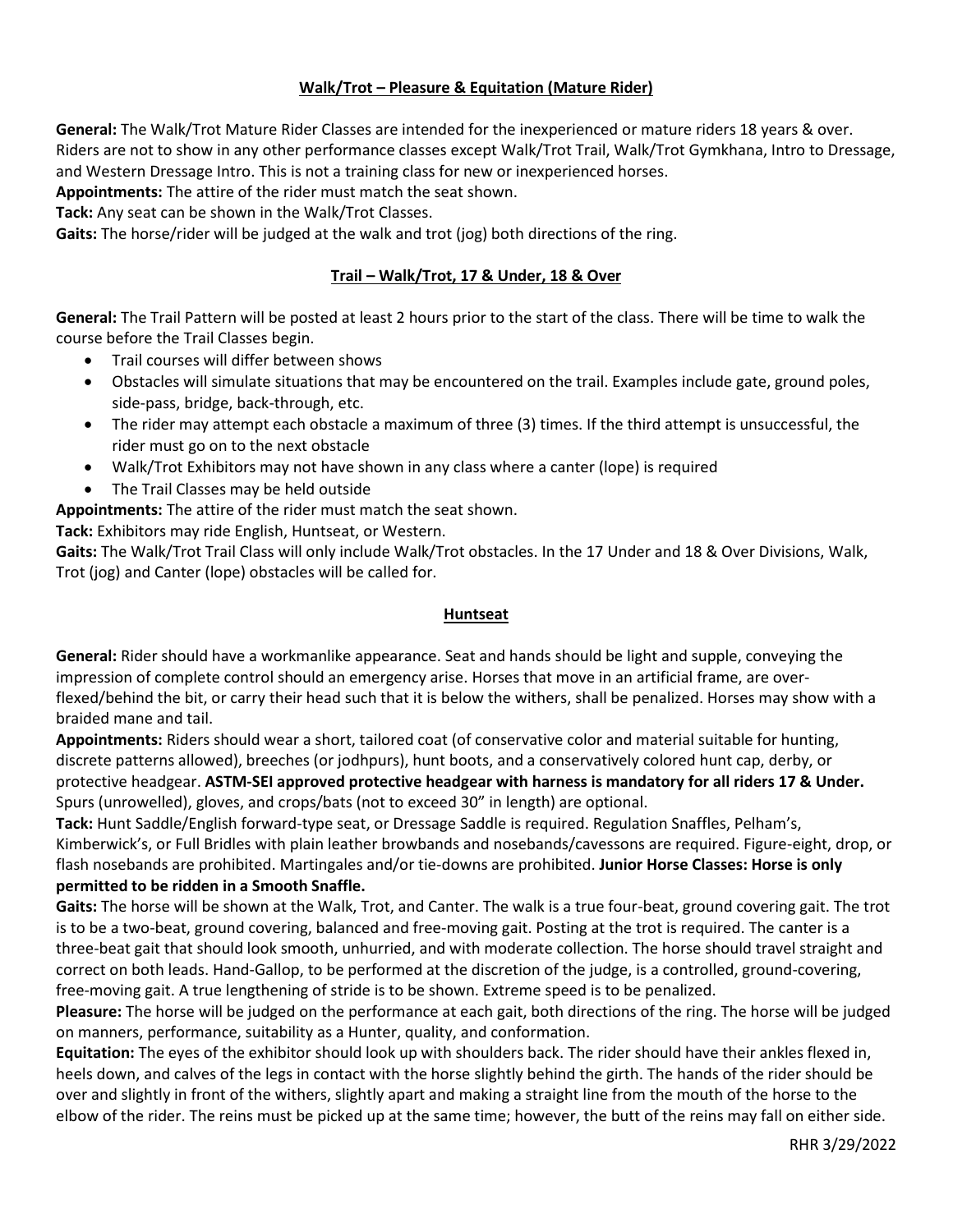## Walk/Trot – Pleasure & Equitation (Mature Rider)

**General:** The Walk/Trot Mature Rider Classes are intended for the inexperienced or mature riders 18 years & over. Riders are not to show in any other performance classes except Walk/Trot Trail, Walk/Trot Gymkhana, Intro to Dressage, and Western Dressage Intro. This is not a training class for new or inexperienced horses.

**Appointments:** The attire of the rider must match the seat shown.

**Tack:** Any seat can be shown in the Walk/Trot Classes.

**Gaits:** The horse/rider will be judged at the walk and trot (jog) both directions of the ring.

## Trail – Walk/Trot, 17 & Under, 18 & Over

**General:** The Trail Pattern will be posted at least 2 hours prior to the start of the class. There will be time to walk the course before the Trail Classes begin.

- Trail courses will differ between shows
- Obstacles will simulate situations that may be encountered on the trail. Examples include gate, ground poles, side-pass, bridge, back-through, etc.
- The rider may attempt each obstacle a maximum of three (3) times. If the third attempt is unsuccessful, the rider must go on to the next obstacle
- Walk/Trot Exhibitors may not have shown in any class where a canter (lope) is required
- The Trail Classes may be held outside

**Appointments:** The attire of the rider must match the seat shown.

**Tack:** Exhibitors may ride English, Huntseat, or Western.

**Gaits:** The Walk/Trot Trail Class will only include Walk/Trot obstacles. In the 17 Under and 18 & Over Divisions, Walk, Trot (jog) and Canter (lope) obstacles will be called for.

## Huntseat

**General:** Rider should have a workmanlike appearance. Seat and hands should be light and supple, conveying the impression of complete control should an emergency arise. Horses that move in an artificial frame, are over-flexed/behind the bit, or carry their head such that it is below the withers, shall be penalized. Horses may show with a braided mane and tail.

**Appointments:** Riders should wear a short, tailored coat (of conservative color and material suitable for hunting, discrete patterns allowed), breeches (or jodhpurs), hunt boots, and a conservatively colored hunt cap, derby, or protective headgear. **ASTM-SEI approved protective headgear with harness is mandatory for all riders 17 & Under.** Spurs (unrowelled), gloves, and crops/bats (not to exceed 30" in length) are optional.

**Tack:** Hunt Saddle/English forward-type seat, or Dressage Saddle is required. Regulation Snaffles, Pelham's, Kimberwick's, or Full Bridles with plain leather browbands and nosebands/cavessons are required. Figure-eight, drop, or flash nosebands are prohibited. Martingales and/or tie-downs are prohibited. **Junior Horse Classes: Horse is only permitted to be ridden in a Smooth Snaffle.**

**Gaits:** The horse will be shown at the Walk, Trot, and Canter. The walk is a true four-beat, ground covering gait. The trot is to be a two-beat, ground covering, balanced and free-moving gait. Posting at the trot is required. The canter is a three-beat gait that should look smooth, unhurried, and with moderate collection. The horse should travel straight and correct on both leads. Hand-Gallop, to be performed at the discretion of the judge, is a controlled, ground-covering, free-moving gait. A true lengthening of stride is to be shown. Extreme speed is to be penalized.

**Pleasure:** The horse will be judged on the performance at each gait, both directions of the ring. The horse will be judged on manners, performance, suitability as a Hunter, quality, and conformation.

**Equitation:** The eyes of the exhibitor should look up with shoulders back. The rider should have their ankles flexed in, heels down, and calves of the legs in contact with the horse slightly behind the girth. The hands of the rider should be over and slightly in front of the withers, slightly apart and making a straight line from the mouth of the horse to the elbow of the rider. The reins must be picked up at the same time; however, the butt of the reins may fall on either side.

RHR 3/29/2022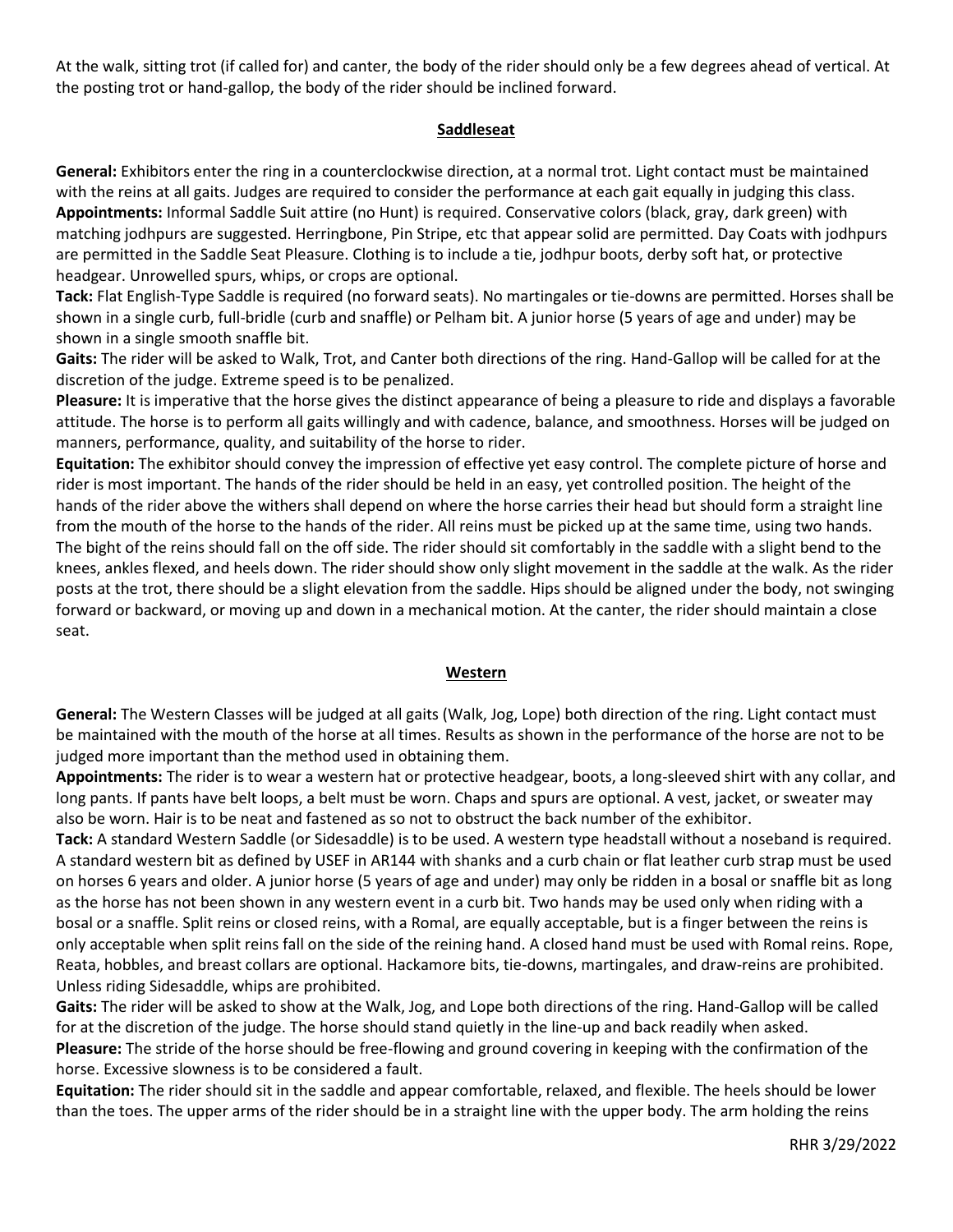At the walk, sitting trot (if called for) and canter, the body of the rider should only be a few degrees ahead of vertical. At the posting trot or hand-gallop, the body of the rider should be inclined forward.

## Saddleseat

**General:** Exhibitors enter the ring in a counterclockwise direction, at a normal trot. Light contact must be maintained with the reins at all gaits. Judges are required to consider the performance at each gait equally in judging this class.

**Appointments:** Informal Saddle Suit attire (no Hunt) is required. Conservative colors (black, gray, dark green) with matching jodhpurs are suggested. Herringbone, Pin Stripe, etc that appear solid are permitted. Day Coats with jodhpurs are permitted in the Saddle Seat Pleasure. Clothing is to include a tie, jodhpur boots, derby soft hat, or protective headgear. Unrowelled spurs, whips, or crops are optional.

**Tack:** Flat English-Type Saddle is required (no forward seats). No martingales or tie-downs are permitted. Horses shall be shown in a single curb, full-bridle (curb and snaffle) or Pelham bit. A junior horse (5 years of age and under) may be shown in a single smooth snaffle bit.

**Gaits:** The rider will be asked to Walk, Trot, and Canter both directions of the ring. Hand-Gallop will be called for at the discretion of the judge. Extreme speed is to be penalized.

**Pleasure:** It is imperative that the horse gives the distinct appearance of being a pleasure to ride and displays a favorable attitude. The horse is to perform all gaits willingly and with cadence, balance, and smoothness. Horses will be judged on manners, performance, quality, and suitability of the horse to rider.

**Equitation:** The exhibitor should convey the impression of effective yet easy control. The complete picture of horse and rider is most important. The hands of the rider should be held in an easy, yet controlled position. The height of the hands of the rider above the withers shall depend on where the horse carries their head but should form a straight line from the mouth of the horse to the hands of the rider. All reins must be picked up at the same time, using two hands. The bight of the reins should fall on the off side. The rider should sit comfortably in the saddle with a slight bend to the knees, ankles flexed, and heels down. The rider should show only slight movement in the saddle at the walk. As the rider posts at the trot, there should be a slight elevation from the saddle. Hips should be aligned under the body, not swinging forward or backward, or moving up and down in a mechanical motion. At the canter, the rider should maintain a close seat.

## Western

**General:** The Western Classes will be judged at all gaits (Walk, Jog, Lope) both direction of the ring. Light contact must be maintained with the mouth of the horse at all times. Results as shown in the performance of the horse are not to be judged more important than the method used in obtaining them.

**Appointments:** The rider is to wear a western hat or protective headgear, boots, a long-sleeved shirt with any collar, and long pants. If pants have belt loops, a belt must be worn. Chaps and spurs are optional. A vest, jacket, or sweater may also be worn. Hair is to be neat and fastened as so not to obstruct the back number of the exhibitor.

**Tack:** A standard Western Saddle (or Sidesaddle) is to be used. A western type headstall without a noseband is required. A standard western bit as defined by USEF in AR144 with shanks and a curb chain or flat leather curb strap must be used on horses 6 years and older. A junior horse (5 years of age and under) may only be ridden in a bosal or snaffle bit as long as the horse has not been shown in any western event in a curb bit. Two hands may be used only when riding with a bosal or a snaffle. Split reins or closed reins, with a Romal, are equally acceptable, but is a finger between the reins is only acceptable when split reins fall on the side of the reining hand. A closed hand must be used with Romal reins. Rope, Reata, hobbles, and breast collars are optional. Hackamore bits, tie-downs, martingales, and draw-reins are prohibited. Unless riding Sidesaddle, whips are prohibited.

**Gaits:** The rider will be asked to show at the Walk, Jog, and Lope both directions of the ring. Hand-Gallop will be called for at the discretion of the judge. The horse should stand quietly in the line-up and back readily when asked.

**Pleasure:** The stride of the horse should be free-flowing and ground covering in keeping with the confirmation of the horse. Excessive slowness is to be considered a fault.

**Equitation:** The rider should sit in the saddle and appear comfortable, relaxed, and flexible. The heels should be lower than the toes. The upper arms of the rider should be in a straight line with the upper body. The arm holding the reins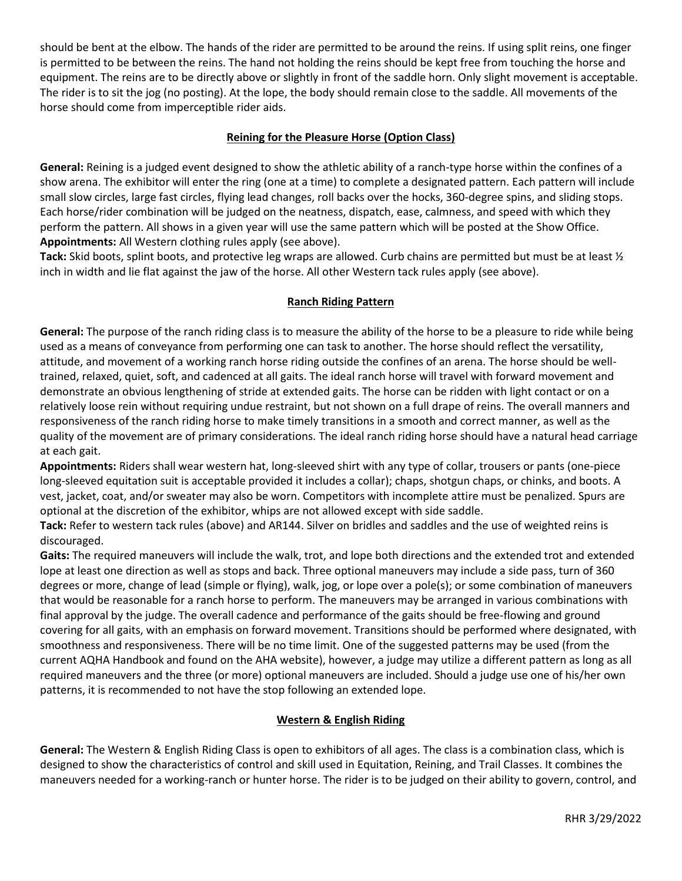should be bent at the elbow. The hands of the rider are permitted to be around the reins. If using split reins, one finger is permitted to be between the reins. The hand not holding the reins should be kept free from touching the horse and equipment. The reins are to be directly above or slightly in front of the saddle horn. Only slight movement is acceptable. The rider is to sit the jog (no posting). At the lope, the body should remain close to the saddle. All movements of the horse should come from imperceptible rider aids.

## Reining for the Pleasure Horse (Option Class)

**General:** Reining is a judged event designed to show the athletic ability of a ranch-type horse within the confines of a show arena. The exhibitor will enter the ring (one at a time) to complete a designated pattern. Each pattern will include small slow circles, large fast circles, flying lead changes, roll backs over the hocks, 360-degree spins, and sliding stops. Each horse/rider combination will be judged on the neatness, dispatch, ease, calmness, and speed with which they perform the pattern. All shows in a given year will use the same pattern which will be posted at the Show Office.
**Appointments:** All Western clothing rules apply (see above).
**Tack:** Skid boots, splint boots, and protective leg wraps are allowed. Curb chains are permitted but must be at least ½ inch in width and lie flat against the jaw of the horse. All other Western tack rules apply (see above).

## Ranch Riding Pattern

**General:** The purpose of the ranch riding class is to measure the ability of the horse to be a pleasure to ride while being used as a means of conveyance from performing one can task to another. The horse should reflect the versatility, attitude, and movement of a working ranch horse riding outside the confines of an arena. The horse should be well-trained, relaxed, quiet, soft, and cadenced at all gaits. The ideal ranch horse will travel with forward movement and demonstrate an obvious lengthening of stride at extended gaits. The horse can be ridden with light contact or on a relatively loose rein without requiring undue restraint, but not shown on a full drape of reins. The overall manners and responsiveness of the ranch riding horse to make timely transitions in a smooth and correct manner, as well as the quality of the movement are of primary considerations. The ideal ranch riding horse should have a natural head carriage at each gait.
**Appointments:** Riders shall wear western hat, long-sleeved shirt with any type of collar, trousers or pants (one-piece long-sleeved equitation suit is acceptable provided it includes a collar); chaps, shotgun chaps, or chinks, and boots. A vest, jacket, coat, and/or sweater may also be worn. Competitors with incomplete attire must be penalized. Spurs are optional at the discretion of the exhibitor, whips are not allowed except with side saddle.
**Tack:** Refer to western tack rules (above) and AR144. Silver on bridles and saddles and the use of weighted reins is discouraged.
**Gaits:** The required maneuvers will include the walk, trot, and lope both directions and the extended trot and extended lope at least one direction as well as stops and back. Three optional maneuvers may include a side pass, turn of 360 degrees or more, change of lead (simple or flying), walk, jog, or lope over a pole(s); or some combination of maneuvers that would be reasonable for a ranch horse to perform. The maneuvers may be arranged in various combinations with final approval by the judge. The overall cadence and performance of the gaits should be free-flowing and ground covering for all gaits, with an emphasis on forward movement. Transitions should be performed where designated, with smoothness and responsiveness. There will be no time limit. One of the suggested patterns may be used (from the current AQHA Handbook and found on the AHA website), however, a judge may utilize a different pattern as long as all required maneuvers and the three (or more) optional maneuvers are included. Should a judge use one of his/her own patterns, it is recommended to not have the stop following an extended lope.

## Western & English Riding

**General:** The Western & English Riding Class is open to exhibitors of all ages. The class is a combination class, which is designed to show the characteristics of control and skill used in Equitation, Reining, and Trail Classes. It combines the maneuvers needed for a working-ranch or hunter horse. The rider is to be judged on their ability to govern, control, and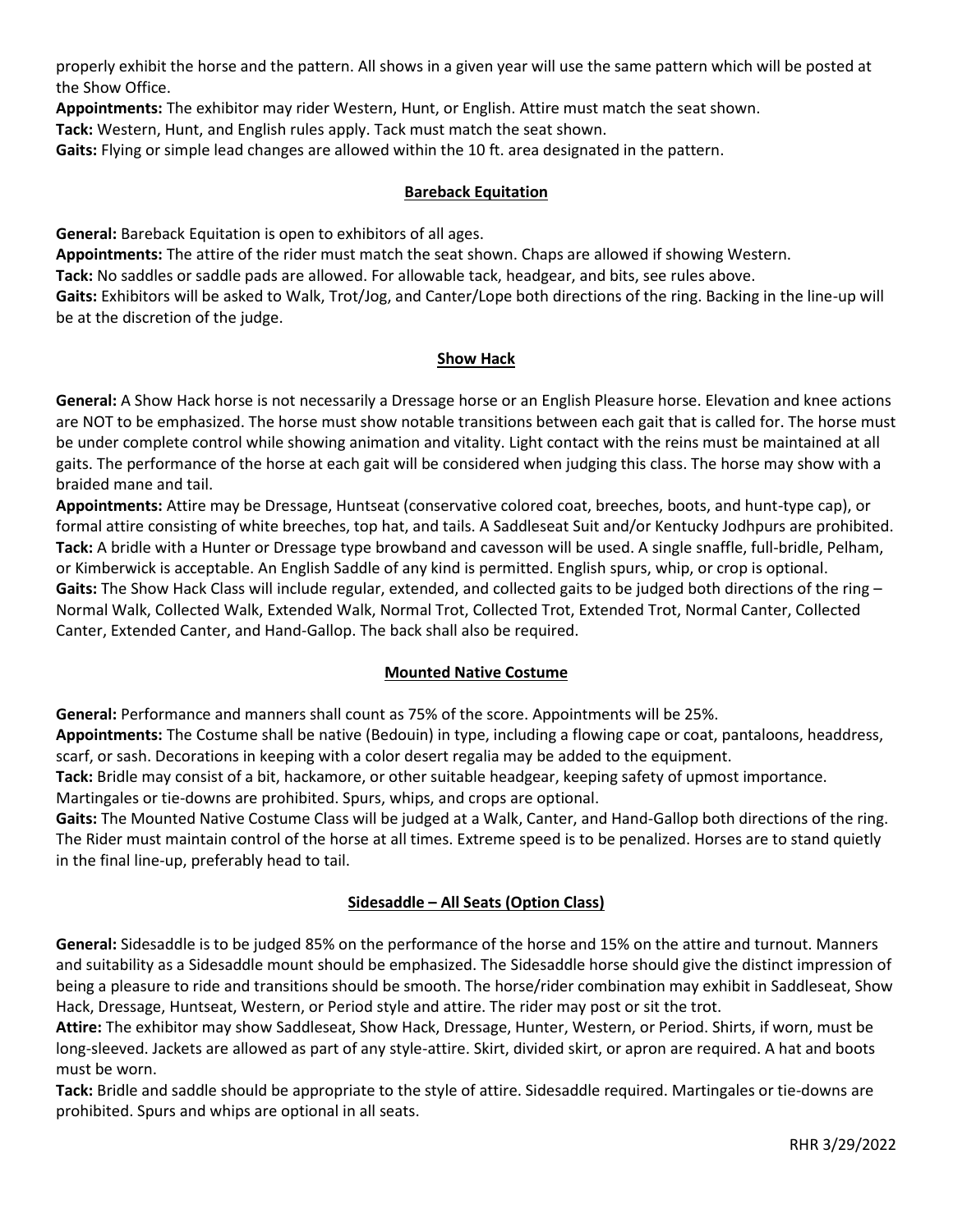properly exhibit the horse and the pattern. All shows in a given year will use the same pattern which will be posted at the Show Office.

**Appointments:** The exhibitor may rider Western, Hunt, or English. Attire must match the seat shown.

**Tack:** Western, Hunt, and English rules apply. Tack must match the seat shown.

**Gaits:** Flying or simple lead changes are allowed within the 10 ft. area designated in the pattern.

## Bareback Equitation

**General:** Bareback Equitation is open to exhibitors of all ages.

**Appointments:** The attire of the rider must match the seat shown. Chaps are allowed if showing Western.

**Tack:** No saddles or saddle pads are allowed. For allowable tack, headgear, and bits, see rules above.

**Gaits:** Exhibitors will be asked to Walk, Trot/Jog, and Canter/Lope both directions of the ring. Backing in the line-up will be at the discretion of the judge.

## Show Hack

**General:** A Show Hack horse is not necessarily a Dressage horse or an English Pleasure horse. Elevation and knee actions are NOT to be emphasized. The horse must show notable transitions between each gait that is called for. The horse must be under complete control while showing animation and vitality. Light contact with the reins must be maintained at all gaits. The performance of the horse at each gait will be considered when judging this class. The horse may show with a braided mane and tail.

**Appointments:** Attire may be Dressage, Huntseat (conservative colored coat, breeches, boots, and hunt-type cap), or formal attire consisting of white breeches, top hat, and tails. A Saddleseat Suit and/or Kentucky Jodhpurs are prohibited.

**Tack:** A bridle with a Hunter or Dressage type browband and cavesson will be used. A single snaffle, full-bridle, Pelham, or Kimberwick is acceptable. An English Saddle of any kind is permitted. English spurs, whip, or crop is optional.

**Gaits:** The Show Hack Class will include regular, extended, and collected gaits to be judged both directions of the ring – Normal Walk, Collected Walk, Extended Walk, Normal Trot, Collected Trot, Extended Trot, Normal Canter, Collected Canter, Extended Canter, and Hand-Gallop. The back shall also be required.

## Mounted Native Costume

**General:** Performance and manners shall count as 75% of the score. Appointments will be 25%.

**Appointments:** The Costume shall be native (Bedouin) in type, including a flowing cape or coat, pantaloons, headdress, scarf, or sash. Decorations in keeping with a color desert regalia may be added to the equipment.

**Tack:** Bridle may consist of a bit, hackamore, or other suitable headgear, keeping safety of upmost importance. Martingales or tie-downs are prohibited. Spurs, whips, and crops are optional.

**Gaits:** The Mounted Native Costume Class will be judged at a Walk, Canter, and Hand-Gallop both directions of the ring. The Rider must maintain control of the horse at all times. Extreme speed is to be penalized. Horses are to stand quietly in the final line-up, preferably head to tail.

## Sidesaddle – All Seats (Option Class)

**General:** Sidesaddle is to be judged 85% on the performance of the horse and 15% on the attire and turnout. Manners and suitability as a Sidesaddle mount should be emphasized. The Sidesaddle horse should give the distinct impression of being a pleasure to ride and transitions should be smooth. The horse/rider combination may exhibit in Saddleseat, Show Hack, Dressage, Huntseat, Western, or Period style and attire. The rider may post or sit the trot.

**Attire:** The exhibitor may show Saddleseat, Show Hack, Dressage, Hunter, Western, or Period. Shirts, if worn, must be long-sleeved. Jackets are allowed as part of any style-attire. Skirt, divided skirt, or apron are required. A hat and boots must be worn.

**Tack:** Bridle and saddle should be appropriate to the style of attire. Sidesaddle required. Martingales or tie-downs are prohibited. Spurs and whips are optional in all seats.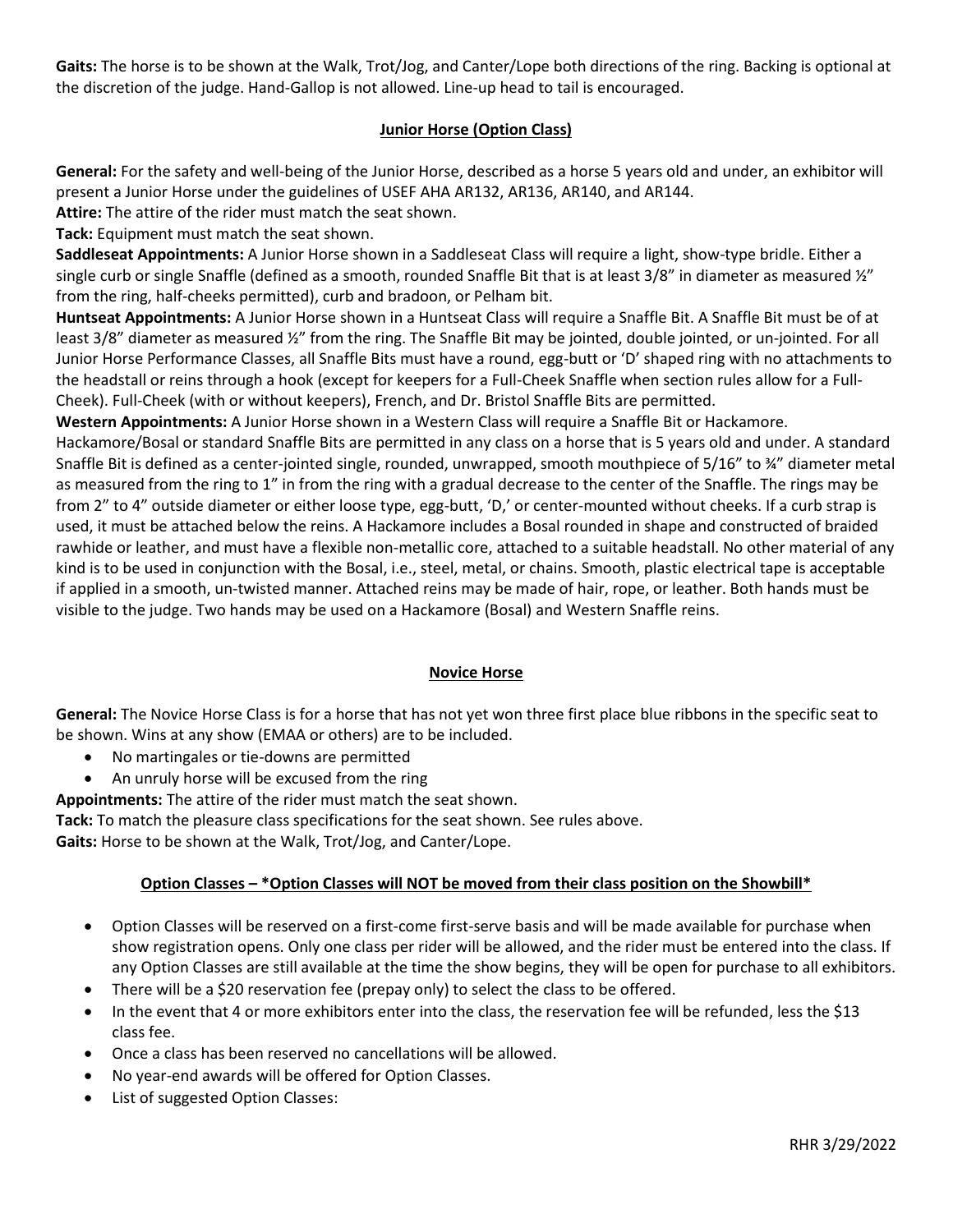**Gaits:** The horse is to be shown at the Walk, Trot/Jog, and Canter/Lope both directions of the ring. Backing is optional at the discretion of the judge. Hand-Gallop is not allowed. Line-up head to tail is encouraged.

## Junior Horse (Option Class)

**General:** For the safety and well-being of the Junior Horse, described as a horse 5 years old and under, an exhibitor will present a Junior Horse under the guidelines of USEF AHA AR132, AR136, AR140, and AR144.

**Attire:** The attire of the rider must match the seat shown.

**Tack:** Equipment must match the seat shown.

**Saddleseat Appointments:** A Junior Horse shown in a Saddleseat Class will require a light, show-type bridle. Either a single curb or single Snaffle (defined as a smooth, rounded Snaffle Bit that is at least 3/8" in diameter as measured ½" from the ring, half-cheeks permitted), curb and bradoon, or Pelham bit.

**Huntseat Appointments:** A Junior Horse shown in a Huntseat Class will require a Snaffle Bit. A Snaffle Bit must be of at least 3/8" diameter as measured ½" from the ring. The Snaffle Bit may be jointed, double jointed, or un-jointed. For all Junior Horse Performance Classes, all Snaffle Bits must have a round, egg-butt or 'D' shaped ring with no attachments to the headstall or reins through a hook (except for keepers for a Full-Cheek Snaffle when section rules allow for a Full-Cheek). Full-Cheek (with or without keepers), French, and Dr. Bristol Snaffle Bits are permitted.

**Western Appointments:** A Junior Horse shown in a Western Class will require a Snaffle Bit or Hackamore. Hackamore/Bosal or standard Snaffle Bits are permitted in any class on a horse that is 5 years old and under. A standard Snaffle Bit is defined as a center-jointed single, rounded, unwrapped, smooth mouthpiece of 5/16" to ¾" diameter metal as measured from the ring to 1" in from the ring with a gradual decrease to the center of the Snaffle. The rings may be from 2" to 4" outside diameter or either loose type, egg-butt, 'D,' or center-mounted without cheeks. If a curb strap is used, it must be attached below the reins. A Hackamore includes a Bosal rounded in shape and constructed of braided rawhide or leather, and must have a flexible non-metallic core, attached to a suitable headstall. No other material of any kind is to be used in conjunction with the Bosal, i.e., steel, metal, or chains. Smooth, plastic electrical tape is acceptable if applied in a smooth, un-twisted manner. Attached reins may be made of hair, rope, or leather. Both hands must be visible to the judge. Two hands may be used on a Hackamore (Bosal) and Western Snaffle reins.

## Novice Horse

**General:** The Novice Horse Class is for a horse that has not yet won three first place blue ribbons in the specific seat to be shown. Wins at any show (EMAA or others) are to be included.

- No martingales or tie-downs are permitted
- An unruly horse will be excused from the ring

**Appointments:** The attire of the rider must match the seat shown.

**Tack:** To match the pleasure class specifications for the seat shown. See rules above.

**Gaits:** Horse to be shown at the Walk, Trot/Jog, and Canter/Lope.

## Option Classes – *Option Classes will NOT be moved from their class position on the Showbill*

- Option Classes will be reserved on a first-come first-serve basis and will be made available for purchase when show registration opens. Only one class per rider will be allowed, and the rider must be entered into the class. If any Option Classes are still available at the time the show begins, they will be open for purchase to all exhibitors.
- There will be a $20 reservation fee (prepay only) to select the class to be offered.
- In the event that 4 or more exhibitors enter into the class, the reservation fee will be refunded, less the $13 class fee.
- Once a class has been reserved no cancellations will be allowed.
- No year-end awards will be offered for Option Classes.
- List of suggested Option Classes:

RHR 3/29/2022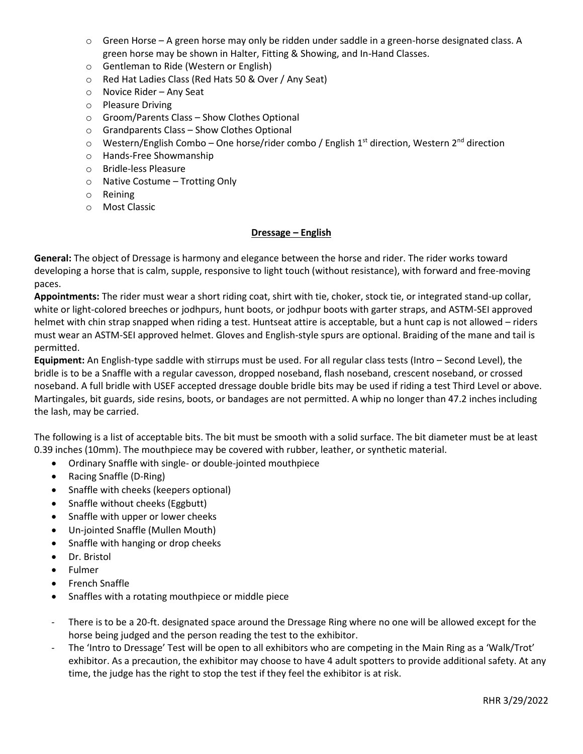- Green Horse – A green horse may only be ridden under saddle in a green-horse designated class. A green horse may be shown in Halter, Fitting & Showing, and In-Hand Classes.
- Gentleman to Ride (Western or English)
- Red Hat Ladies Class (Red Hats 50 & Over / Any Seat)
- Novice Rider – Any Seat
- Pleasure Driving
- Groom/Parents Class – Show Clothes Optional
- Grandparents Class – Show Clothes Optional
- Western/English Combo – One horse/rider combo / English 1st direction, Western 2nd direction
- Hands-Free Showmanship
- Bridle-less Pleasure
- Native Costume – Trotting Only
- Reining
- Most Classic

## Dressage – English

**General:** The object of Dressage is harmony and elegance between the horse and rider. The rider works toward developing a horse that is calm, supple, responsive to light touch (without resistance), with forward and free-moving paces.

**Appointments:** The rider must wear a short riding coat, shirt with tie, choker, stock tie, or integrated stand-up collar, white or light-colored breeches or jodhpurs, hunt boots, or jodhpur boots with garter straps, and ASTM-SEI approved helmet with chin strap snapped when riding a test. Huntseat attire is acceptable, but a hunt cap is not allowed – riders must wear an ASTM-SEI approved helmet. Gloves and English-style spurs are optional. Braiding of the mane and tail is permitted.

**Equipment:** An English-type saddle with stirrups must be used. For all regular class tests (Intro – Second Level), the bridle is to be a Snaffle with a regular cavesson, dropped noseband, flash noseband, crescent noseband, or crossed noseband. A full bridle with USEF accepted dressage double bridle bits may be used if riding a test Third Level or above. Martingales, bit guards, side resins, boots, or bandages are not permitted. A whip no longer than 47.2 inches including the lash, may be carried.

The following is a list of acceptable bits. The bit must be smooth with a solid surface. The bit diameter must be at least 0.39 inches (10mm). The mouthpiece may be covered with rubber, leather, or synthetic material.

- Ordinary Snaffle with single- or double-jointed mouthpiece
- Racing Snaffle (D-Ring)
- Snaffle with cheeks (keepers optional)
- Snaffle without cheeks (Eggbutt)
- Snaffle with upper or lower cheeks
- Un-jointed Snaffle (Mullen Mouth)
- Snaffle with hanging or drop cheeks
- Dr. Bristol
- Fulmer
- French Snaffle
- Snaffles with a rotating mouthpiece or middle piece

- There is to be a 20-ft. designated space around the Dressage Ring where no one will be allowed except for the horse being judged and the person reading the test to the exhibitor.
- The 'Intro to Dressage' Test will be open to all exhibitors who are competing in the Main Ring as a 'Walk/Trot' exhibitor. As a precaution, the exhibitor may choose to have 4 adult spotters to provide additional safety. At any time, the judge has the right to stop the test if they feel the exhibitor is at risk.

RHR 3/29/2022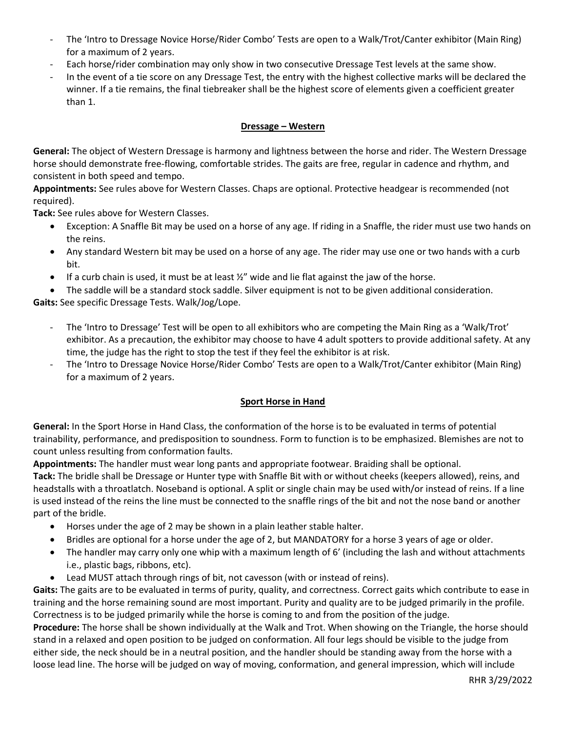- The 'Intro to Dressage Novice Horse/Rider Combo' Tests are open to a Walk/Trot/Canter exhibitor (Main Ring) for a maximum of 2 years.
- Each horse/rider combination may only show in two consecutive Dressage Test levels at the same show.
- In the event of a tie score on any Dressage Test, the entry with the highest collective marks will be declared the winner. If a tie remains, the final tiebreaker shall be the highest score of elements given a coefficient greater than 1.

## Dressage – Western

**General:** The object of Western Dressage is harmony and lightness between the horse and rider. The Western Dressage horse should demonstrate free-flowing, comfortable strides. The gaits are free, regular in cadence and rhythm, and consistent in both speed and tempo.

**Appointments:** See rules above for Western Classes. Chaps are optional. Protective headgear is recommended (not required).

**Tack:** See rules above for Western Classes.

- Exception: A Snaffle Bit may be used on a horse of any age. If riding in a Snaffle, the rider must use two hands on the reins.
- Any standard Western bit may be used on a horse of any age. The rider may use one or two hands with a curb bit.
- If a curb chain is used, it must be at least ½" wide and lie flat against the jaw of the horse.
- The saddle will be a standard stock saddle. Silver equipment is not to be given additional consideration.

**Gaits:** See specific Dressage Tests. Walk/Jog/Lope.

- The 'Intro to Dressage' Test will be open to all exhibitors who are competing the Main Ring as a 'Walk/Trot' exhibitor. As a precaution, the exhibitor may choose to have 4 adult spotters to provide additional safety. At any time, the judge has the right to stop the test if they feel the exhibitor is at risk.
- The 'Intro to Dressage Novice Horse/Rider Combo' Tests are open to a Walk/Trot/Canter exhibitor (Main Ring) for a maximum of 2 years.

## Sport Horse in Hand

**General:** In the Sport Horse in Hand Class, the conformation of the horse is to be evaluated in terms of potential trainability, performance, and predisposition to soundness. Form to function is to be emphasized. Blemishes are not to count unless resulting from conformation faults.

**Appointments:** The handler must wear long pants and appropriate footwear. Braiding shall be optional.

**Tack:** The bridle shall be Dressage or Hunter type with Snaffle Bit with or without cheeks (keepers allowed), reins, and headstalls with a throatlatch. Noseband is optional. A split or single chain may be used with/or instead of reins. If a line is used instead of the reins the line must be connected to the snaffle rings of the bit and not the nose band or another part of the bridle.

- Horses under the age of 2 may be shown in a plain leather stable halter.
- Bridles are optional for a horse under the age of 2, but MANDATORY for a horse 3 years of age or older.
- The handler may carry only one whip with a maximum length of 6' (including the lash and without attachments i.e., plastic bags, ribbons, etc).
- Lead MUST attach through rings of bit, not cavesson (with or instead of reins).

**Gaits:** The gaits are to be evaluated in terms of purity, quality, and correctness. Correct gaits which contribute to ease in training and the horse remaining sound are most important. Purity and quality are to be judged primarily in the profile. Correctness is to be judged primarily while the horse is coming to and from the position of the judge.

**Procedure:** The horse shall be shown individually at the Walk and Trot. When showing on the Triangle, the horse should stand in a relaxed and open position to be judged on conformation. All four legs should be visible to the judge from either side, the neck should be in a neutral position, and the handler should be standing away from the horse with a loose lead line. The horse will be judged on way of moving, conformation, and general impression, which will include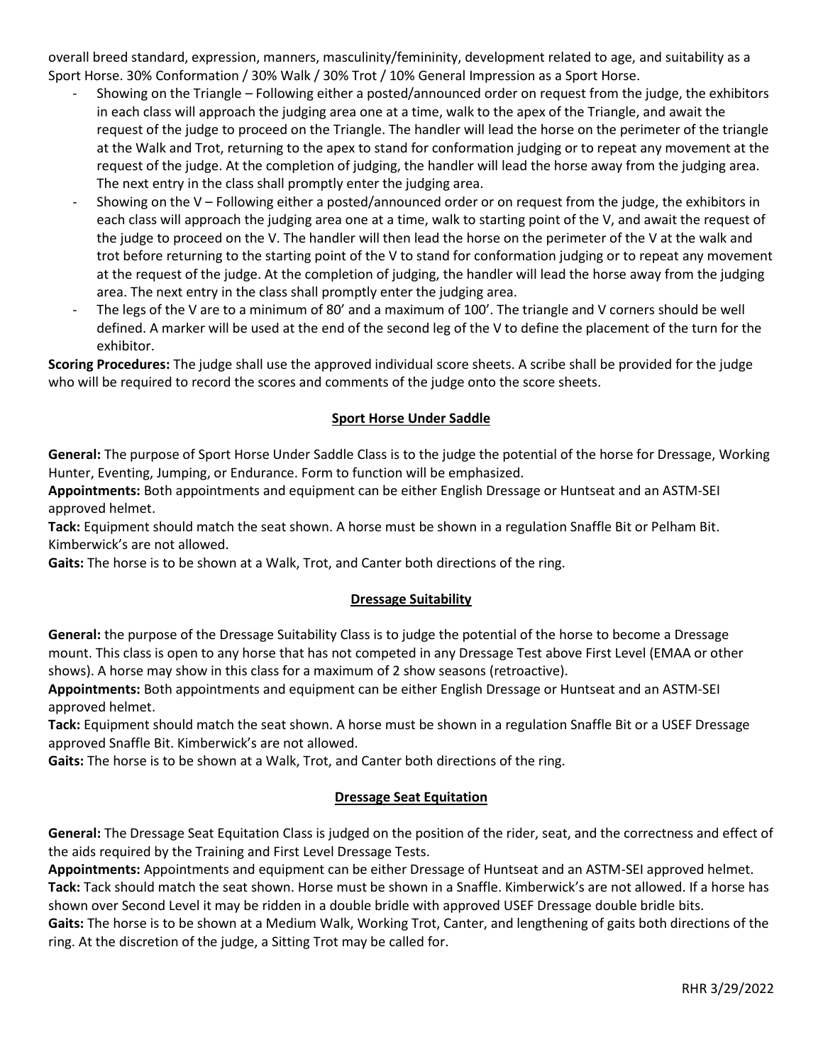overall breed standard, expression, manners, masculinity/femininity, development related to age, and suitability as a Sport Horse. 30% Conformation / 30% Walk / 30% Trot / 10% General Impression as a Sport Horse.

- Showing on the Triangle – Following either a posted/announced order on request from the judge, the exhibitors in each class will approach the judging area one at a time, walk to the apex of the Triangle, and await the request of the judge to proceed on the Triangle. The handler will lead the horse on the perimeter of the triangle at the Walk and Trot, returning to the apex to stand for conformation judging or to repeat any movement at the request of the judge. At the completion of judging, the handler will lead the horse away from the judging area. The next entry in the class shall promptly enter the judging area.
- Showing on the V – Following either a posted/announced order or on request from the judge, the exhibitors in each class will approach the judging area one at a time, walk to starting point of the V, and await the request of the judge to proceed on the V. The handler will then lead the horse on the perimeter of the V at the walk and trot before returning to the starting point of the V to stand for conformation judging or to repeat any movement at the request of the judge. At the completion of judging, the handler will lead the horse away from the judging area. The next entry in the class shall promptly enter the judging area.
- The legs of the V are to a minimum of 80' and a maximum of 100'. The triangle and V corners should be well defined. A marker will be used at the end of the second leg of the V to define the placement of the turn for the exhibitor.

**Scoring Procedures:** The judge shall use the approved individual score sheets. A scribe shall be provided for the judge who will be required to record the scores and comments of the judge onto the score sheets.

## Sport Horse Under Saddle

**General:** The purpose of Sport Horse Under Saddle Class is to the judge the potential of the horse for Dressage, Working Hunter, Eventing, Jumping, or Endurance. Form to function will be emphasized.

**Appointments:** Both appointments and equipment can be either English Dressage or Huntseat and an ASTM-SEI approved helmet.

**Tack:** Equipment should match the seat shown. A horse must be shown in a regulation Snaffle Bit or Pelham Bit. Kimberwick's are not allowed.

**Gaits:** The horse is to be shown at a Walk, Trot, and Canter both directions of the ring.

## Dressage Suitability

**General:** the purpose of the Dressage Suitability Class is to judge the potential of the horse to become a Dressage mount. This class is open to any horse that has not competed in any Dressage Test above First Level (EMAA or other shows). A horse may show in this class for a maximum of 2 show seasons (retroactive).

**Appointments:** Both appointments and equipment can be either English Dressage or Huntseat and an ASTM-SEI approved helmet.

**Tack:** Equipment should match the seat shown. A horse must be shown in a regulation Snaffle Bit or a USEF Dressage approved Snaffle Bit. Kimberwick's are not allowed.

**Gaits:** The horse is to be shown at a Walk, Trot, and Canter both directions of the ring.

## Dressage Seat Equitation

**General:** The Dressage Seat Equitation Class is judged on the position of the rider, seat, and the correctness and effect of the aids required by the Training and First Level Dressage Tests.

**Appointments:** Appointments and equipment can be either Dressage of Huntseat and an ASTM-SEI approved helmet.

**Tack:** Tack should match the seat shown. Horse must be shown in a Snaffle. Kimberwick's are not allowed. If a horse has shown over Second Level it may be ridden in a double bridle with approved USEF Dressage double bridle bits.

**Gaits:** The horse is to be shown at a Medium Walk, Working Trot, Canter, and lengthening of gaits both directions of the ring. At the discretion of the judge, a Sitting Trot may be called for.

RHR 3/29/2022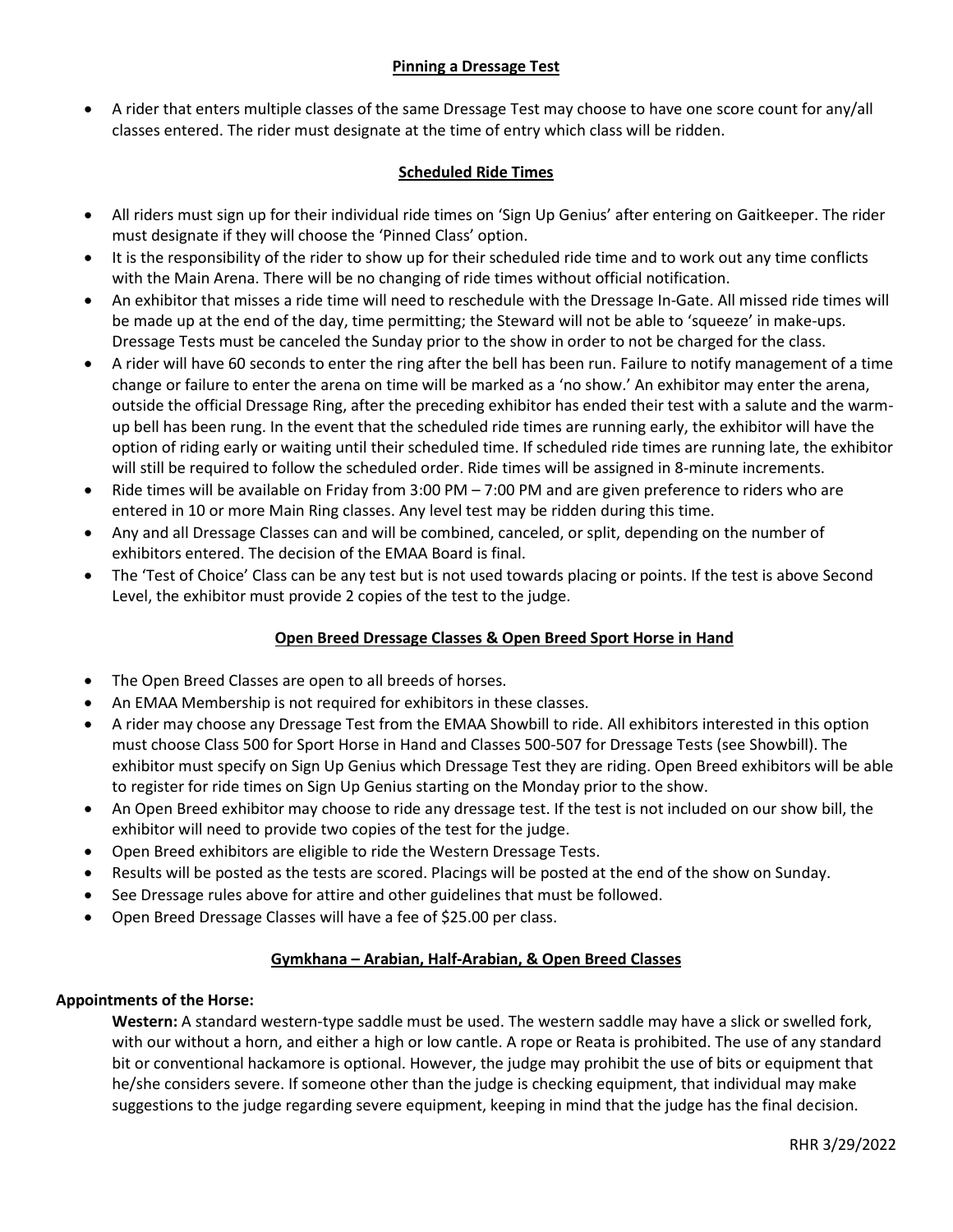## Pinning a Dressage Test

- A rider that enters multiple classes of the same Dressage Test may choose to have one score count for any/all classes entered. The rider must designate at the time of entry which class will be ridden.

## Scheduled Ride Times

- All riders must sign up for their individual ride times on 'Sign Up Genius' after entering on Gaitkeeper. The rider must designate if they will choose the 'Pinned Class' option.
- It is the responsibility of the rider to show up for their scheduled ride time and to work out any time conflicts with the Main Arena. There will be no changing of ride times without official notification.
- An exhibitor that misses a ride time will need to reschedule with the Dressage In-Gate. All missed ride times will be made up at the end of the day, time permitting; the Steward will not be able to 'squeeze' in make-ups. Dressage Tests must be canceled the Sunday prior to the show in order to not be charged for the class.
- A rider will have 60 seconds to enter the ring after the bell has been run. Failure to notify management of a time change or failure to enter the arena on time will be marked as a 'no show.' An exhibitor may enter the arena, outside the official Dressage Ring, after the preceding exhibitor has ended their test with a salute and the warm-up bell has been rung. In the event that the scheduled ride times are running early, the exhibitor will have the option of riding early or waiting until their scheduled time. If scheduled ride times are running late, the exhibitor will still be required to follow the scheduled order. Ride times will be assigned in 8-minute increments.
- Ride times will be available on Friday from 3:00 PM – 7:00 PM and are given preference to riders who are entered in 10 or more Main Ring classes. Any level test may be ridden during this time.
- Any and all Dressage Classes can and will be combined, canceled, or split, depending on the number of exhibitors entered. The decision of the EMAA Board is final.
- The 'Test of Choice' Class can be any test but is not used towards placing or points. If the test is above Second Level, the exhibitor must provide 2 copies of the test to the judge.

## Open Breed Dressage Classes & Open Breed Sport Horse in Hand

- The Open Breed Classes are open to all breeds of horses.
- An EMAA Membership is not required for exhibitors in these classes.
- A rider may choose any Dressage Test from the EMAA Showbill to ride. All exhibitors interested in this option must choose Class 500 for Sport Horse in Hand and Classes 500-507 for Dressage Tests (see Showbill). The exhibitor must specify on Sign Up Genius which Dressage Test they are riding. Open Breed exhibitors will be able to register for ride times on Sign Up Genius starting on the Monday prior to the show.
- An Open Breed exhibitor may choose to ride any dressage test. If the test is not included on our show bill, the exhibitor will need to provide two copies of the test for the judge.
- Open Breed exhibitors are eligible to ride the Western Dressage Tests.
- Results will be posted as the tests are scored. Placings will be posted at the end of the show on Sunday.
- See Dressage rules above for attire and other guidelines that must be followed.
- Open Breed Dressage Classes will have a fee of $25.00 per class.

## Gymkhana – Arabian, Half-Arabian, & Open Breed Classes

**Appointments of the Horse:**

**Western:** A standard western-type saddle must be used. The western saddle may have a slick or swelled fork, with our without a horn, and either a high or low cantle. A rope or Reata is prohibited. The use of any standard bit or conventional hackamore is optional. However, the judge may prohibit the use of bits or equipment that he/she considers severe. If someone other than the judge is checking equipment, that individual may make suggestions to the judge regarding severe equipment, keeping in mind that the judge has the final decision.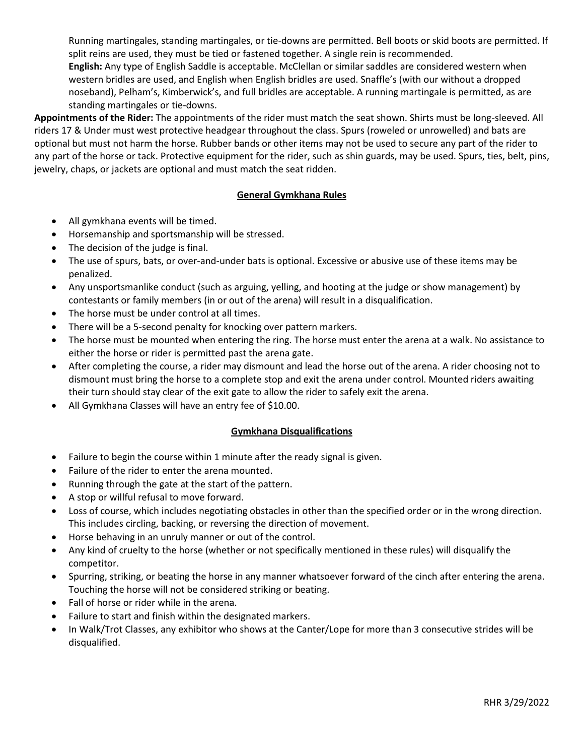Running martingales, standing martingales, or tie-downs are permitted. Bell boots or skid boots are permitted. If split reins are used, they must be tied or fastened together. A single rein is recommended.

**English:** Any type of English Saddle is acceptable. McClellan or similar saddles are considered western when western bridles are used, and English when English bridles are used. Snaffle's (with our without a dropped noseband), Pelham's, Kimberwick's, and full bridles are acceptable. A running martingale is permitted, as are standing martingales or tie-downs.

**Appointments of the Rider:** The appointments of the rider must match the seat shown. Shirts must be long-sleeved. All riders 17 & Under must west protective headgear throughout the class. Spurs (roweled or unrowelled) and bats are optional but must not harm the horse. Rubber bands or other items may not be used to secure any part of the rider to any part of the horse or tack. Protective equipment for the rider, such as shin guards, may be used. Spurs, ties, belt, pins, jewelry, chaps, or jackets are optional and must match the seat ridden.

## General Gymkhana Rules

- All gymkhana events will be timed.
- Horsemanship and sportsmanship will be stressed.
- The decision of the judge is final.
- The use of spurs, bats, or over-and-under bats is optional. Excessive or abusive use of these items may be penalized.
- Any unsportsmanlike conduct (such as arguing, yelling, and hooting at the judge or show management) by contestants or family members (in or out of the arena) will result in a disqualification.
- The horse must be under control at all times.
- There will be a 5-second penalty for knocking over pattern markers.
- The horse must be mounted when entering the ring. The horse must enter the arena at a walk. No assistance to either the horse or rider is permitted past the arena gate.
- After completing the course, a rider may dismount and lead the horse out of the arena. A rider choosing not to dismount must bring the horse to a complete stop and exit the arena under control. Mounted riders awaiting their turn should stay clear of the exit gate to allow the rider to safely exit the arena.
- All Gymkhana Classes will have an entry fee of $10.00.

## Gymkhana Disqualifications

- Failure to begin the course within 1 minute after the ready signal is given.
- Failure of the rider to enter the arena mounted.
- Running through the gate at the start of the pattern.
- A stop or willful refusal to move forward.
- Loss of course, which includes negotiating obstacles in other than the specified order or in the wrong direction. This includes circling, backing, or reversing the direction of movement.
- Horse behaving in an unruly manner or out of the control.
- Any kind of cruelty to the horse (whether or not specifically mentioned in these rules) will disqualify the competitor.
- Spurring, striking, or beating the horse in any manner whatsoever forward of the cinch after entering the arena. Touching the horse will not be considered striking or beating.
- Fall of horse or rider while in the arena.
- Failure to start and finish within the designated markers.
- In Walk/Trot Classes, any exhibitor who shows at the Canter/Lope for more than 3 consecutive strides will be disqualified.

RHR 3/29/2022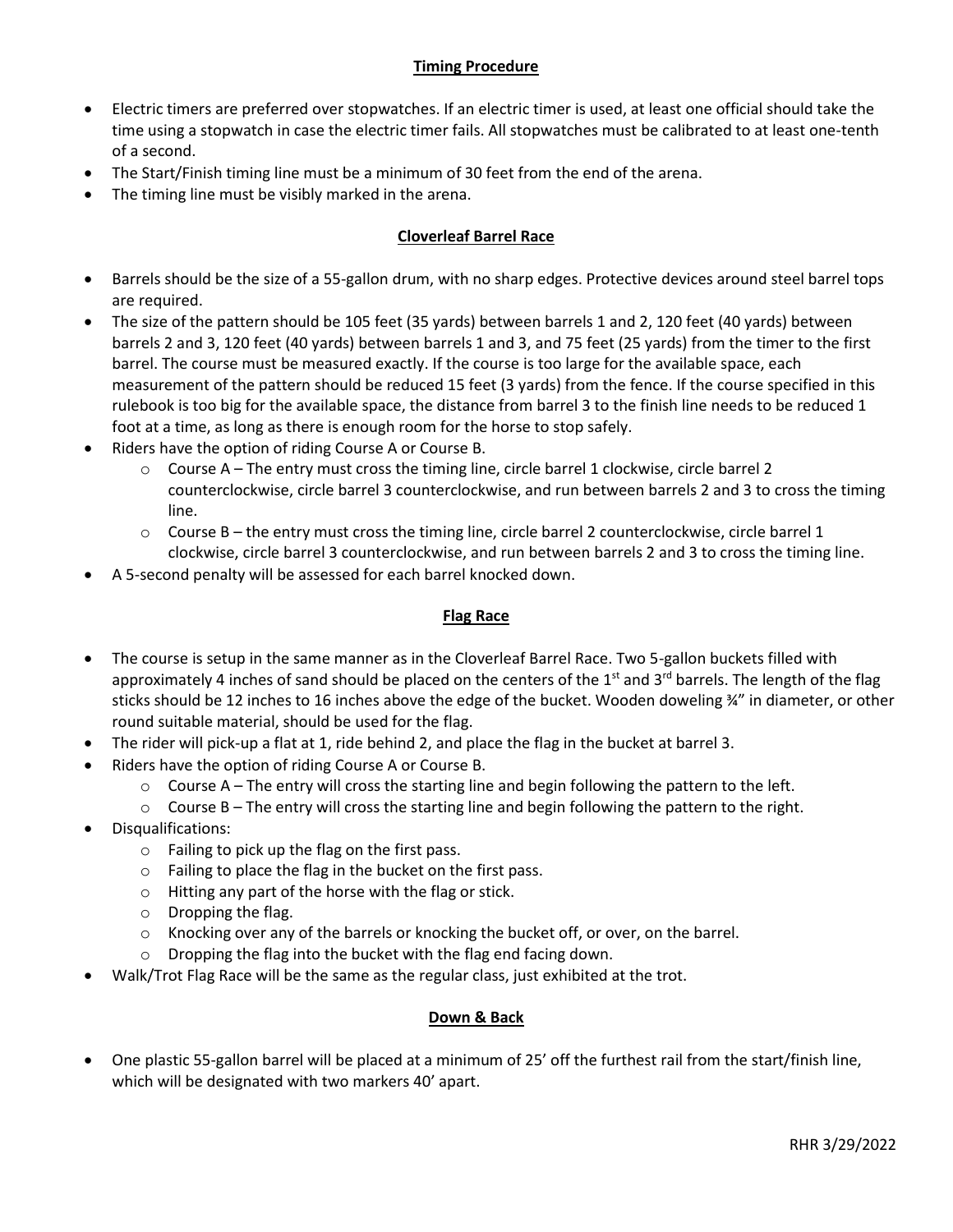## Timing Procedure

- Electric timers are preferred over stopwatches. If an electric timer is used, at least one official should take the time using a stopwatch in case the electric timer fails. All stopwatches must be calibrated to at least one-tenth of a second.
- The Start/Finish timing line must be a minimum of 30 feet from the end of the arena.
- The timing line must be visibly marked in the arena.

## Cloverleaf Barrel Race

- Barrels should be the size of a 55-gallon drum, with no sharp edges. Protective devices around steel barrel tops are required.
- The size of the pattern should be 105 feet (35 yards) between barrels 1 and 2, 120 feet (40 yards) between barrels 2 and 3, 120 feet (40 yards) between barrels 1 and 3, and 75 feet (25 yards) from the timer to the first barrel. The course must be measured exactly. If the course is too large for the available space, each measurement of the pattern should be reduced 15 feet (3 yards) from the fence. If the course specified in this rulebook is too big for the available space, the distance from barrel 3 to the finish line needs to be reduced 1 foot at a time, as long as there is enough room for the horse to stop safely.
- Riders have the option of riding Course A or Course B.
  - Course A – The entry must cross the timing line, circle barrel 1 clockwise, circle barrel 2 counterclockwise, circle barrel 3 counterclockwise, and run between barrels 2 and 3 to cross the timing line.
  - Course B – the entry must cross the timing line, circle barrel 2 counterclockwise, circle barrel 1 clockwise, circle barrel 3 counterclockwise, and run between barrels 2 and 3 to cross the timing line.
- A 5-second penalty will be assessed for each barrel knocked down.

## Flag Race

- The course is setup in the same manner as in the Cloverleaf Barrel Race. Two 5-gallon buckets filled with approximately 4 inches of sand should be placed on the centers of the 1st and 3rd barrels. The length of the flag sticks should be 12 inches to 16 inches above the edge of the bucket. Wooden doweling ¾" in diameter, or other round suitable material, should be used for the flag.
- The rider will pick-up a flat at 1, ride behind 2, and place the flag in the bucket at barrel 3.
- Riders have the option of riding Course A or Course B.
  - Course A – The entry will cross the starting line and begin following the pattern to the left.
  - Course B – The entry will cross the starting line and begin following the pattern to the right.
- Disqualifications:
  - Failing to pick up the flag on the first pass.
  - Failing to place the flag in the bucket on the first pass.
  - Hitting any part of the horse with the flag or stick.
  - Dropping the flag.
  - Knocking over any of the barrels or knocking the bucket off, or over, on the barrel.
  - Dropping the flag into the bucket with the flag end facing down.
- Walk/Trot Flag Race will be the same as the regular class, just exhibited at the trot.

## Down & Back

- One plastic 55-gallon barrel will be placed at a minimum of 25' off the furthest rail from the start/finish line, which will be designated with two markers 40' apart.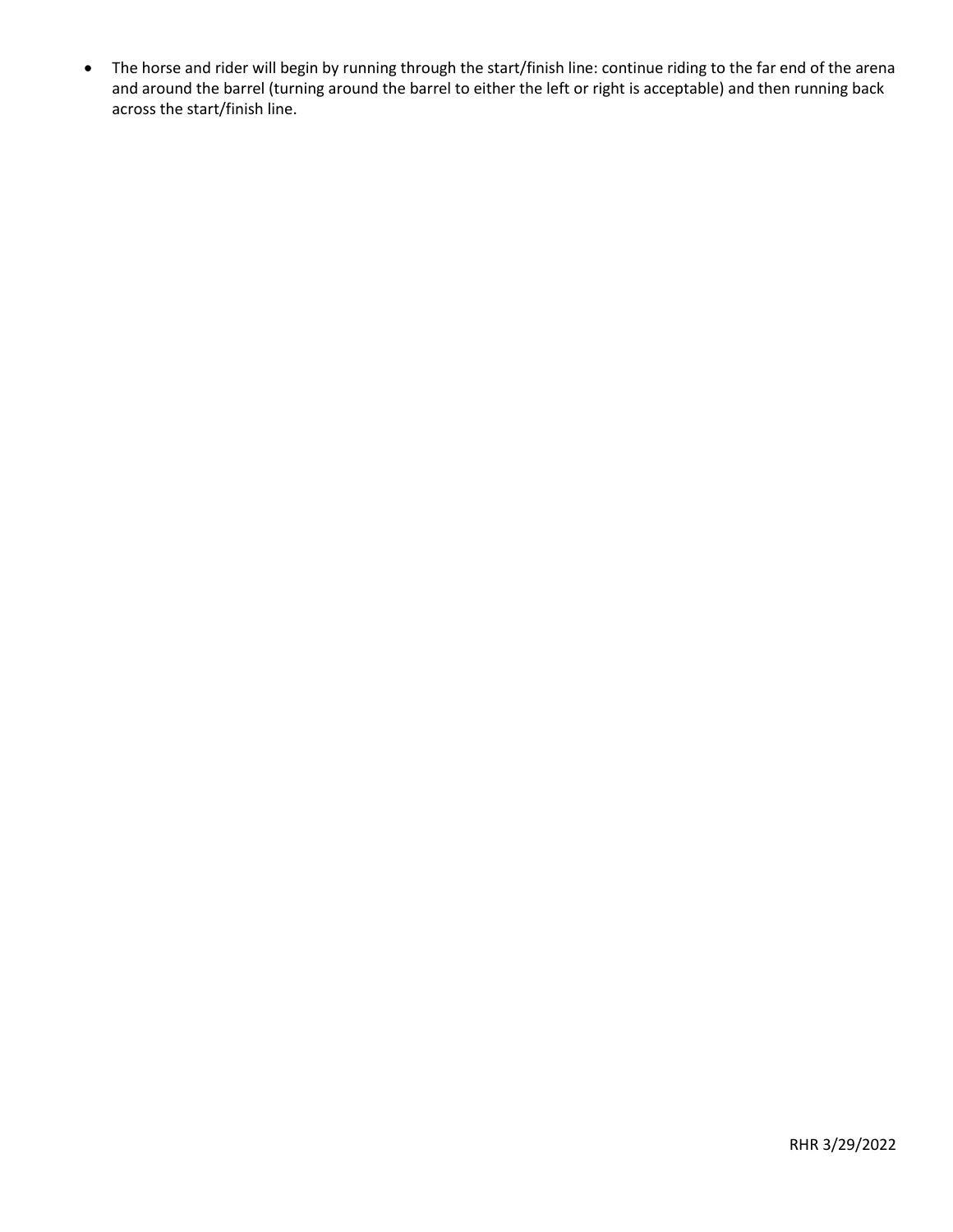- The horse and rider will begin by running through the start/finish line: continue riding to the far end of the arena and around the barrel (turning around the barrel to either the left or right is acceptable) and then running back across the start/finish line.